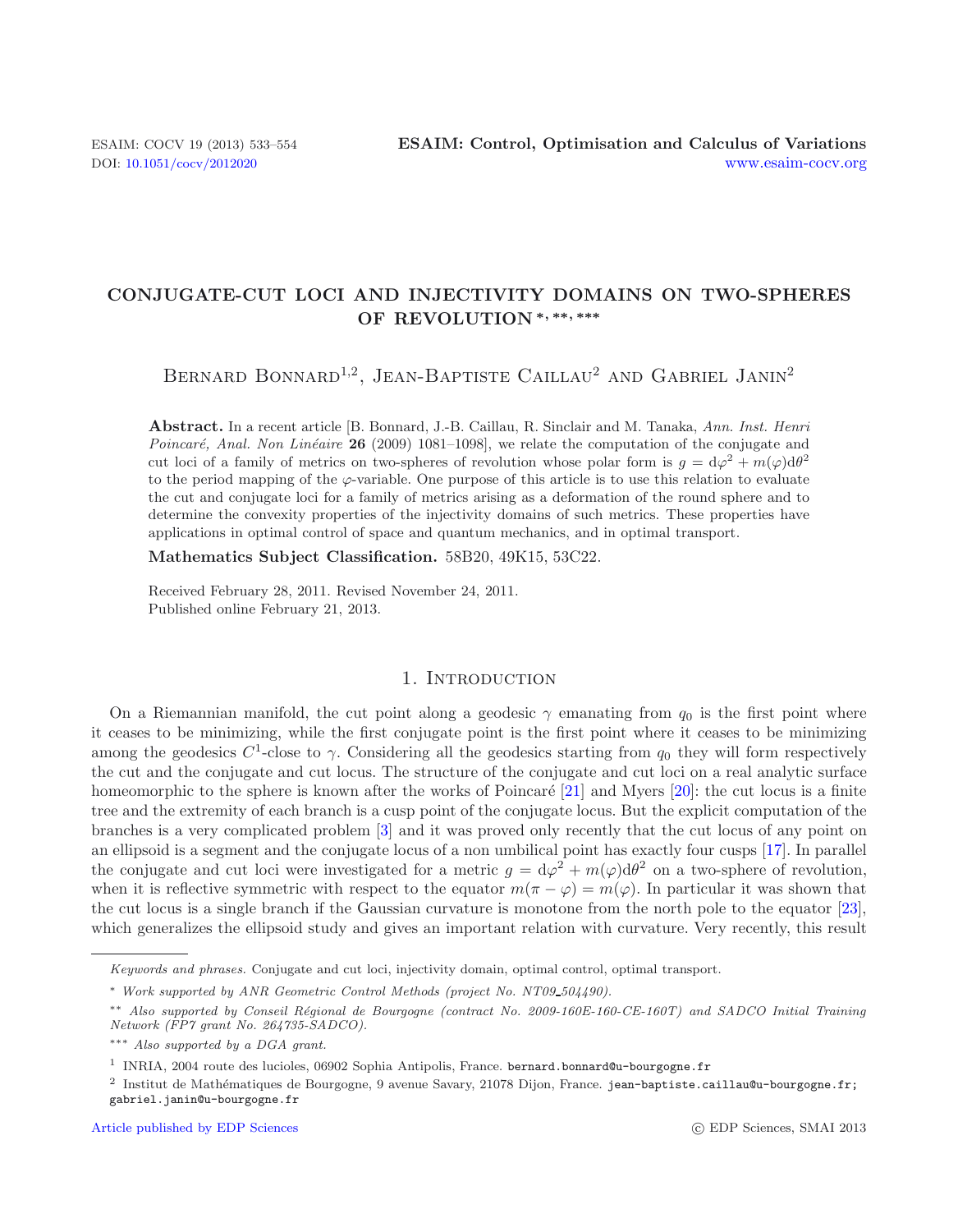# CONJUGATE-CUT LOCI AND INJECTIVITY DOMAINS ON TWO-SPHERES OF REVOLUTION *, **, ***

Bernard Bonnard[1,2], Jean-Baptiste Caillau[2] and Gabriel Janin[2]

**Abstract.** In a recent article [B. Bonnard, J.-B. Caillau, R. Sinclair and M. Tanaka, *Ann. Inst. Henri Poincaré, Anal. Non Linéaire* **26** (2009) 1081–1098], we relate the computation of the conjugate and cut loci of a family of metrics on two-spheres of revolution whose polar form is $g = \mathrm{d}\varphi^2 + m(\varphi)\mathrm{d}\theta^2$ to the period mapping of the $\varphi$-variable. One purpose of this article is to use this relation to evaluate the cut and conjugate loci for a family of metrics arising as a deformation of the round sphere and to determine the convexity properties of the injectivity domains of such metrics. These properties have applications in optimal control of space and quantum mechanics, and in optimal transport.

**Mathematics Subject Classification.** 58B20, 49K15, 53C22.

Received February 28, 2011. Revised November 24, 2011.
Published online February 21, 2013.

## 1. Introduction

On a Riemannian manifold, the cut point along a geodesic $\gamma$ emanating from $q_0$ is the first point where it ceases to be minimizing, while the first conjugate point is the first point where it ceases to be minimizing among the geodesics $C^1$-close to $\gamma$. Considering all the geodesics starting from $q_0$ they will form respectively the cut and the conjugate and cut locus. The structure of the conjugate and cut loci on a real analytic surface homeomorphic to the sphere is known after the works of Poincaré [21] and Myers [20]: the cut locus is a finite tree and the extremity of each branch is a cusp point of the conjugate locus. But the explicit computation of the branches is a very complicated problem [3] and it was proved only recently that the cut locus of any point on an ellipsoid is a segment and the conjugate locus of a non umbilical point has exactly four cusps [17]. In parallel the conjugate and cut loci were investigated for a metric $g = \mathrm{d}\varphi^2 + m(\varphi)\mathrm{d}\theta^2$ on a two-sphere of revolution, when it is reflective symmetric with respect to the equator $m(\pi - \varphi) = m(\varphi)$. In particular it was shown that the cut locus is a single branch if the Gaussian curvature is monotone from the north pole to the equator [23], which generalizes the ellipsoid study and gives an important relation with curvature. Very recently, this result

---

*Keywords and phrases.* Conjugate and cut loci, injectivity domain, optimal control, optimal transport.

\* *Work supported by ANR Geometric Control Methods (project No. NT09_504490).*

\*\* *Also supported by Conseil Régional de Bourgogne (contract No. 2009-160E-160-CE-160T) and SADCO Initial Training Network (FP7 grant No. 264735-SADCO).*

\*\*\* *Also supported by a DGA grant.*

[1] INRIA, 2004 route des lucioles, 06902 Sophia Antipolis, France. bernard.bonnard@u-bourgogne.fr

[2] Institut de Mathématiques de Bourgogne, 9 avenue Savary, 21078 Dijon, France. jean-baptiste.caillau@u-bourgogne.fr; gabriel.janin@u-bourgogne.fr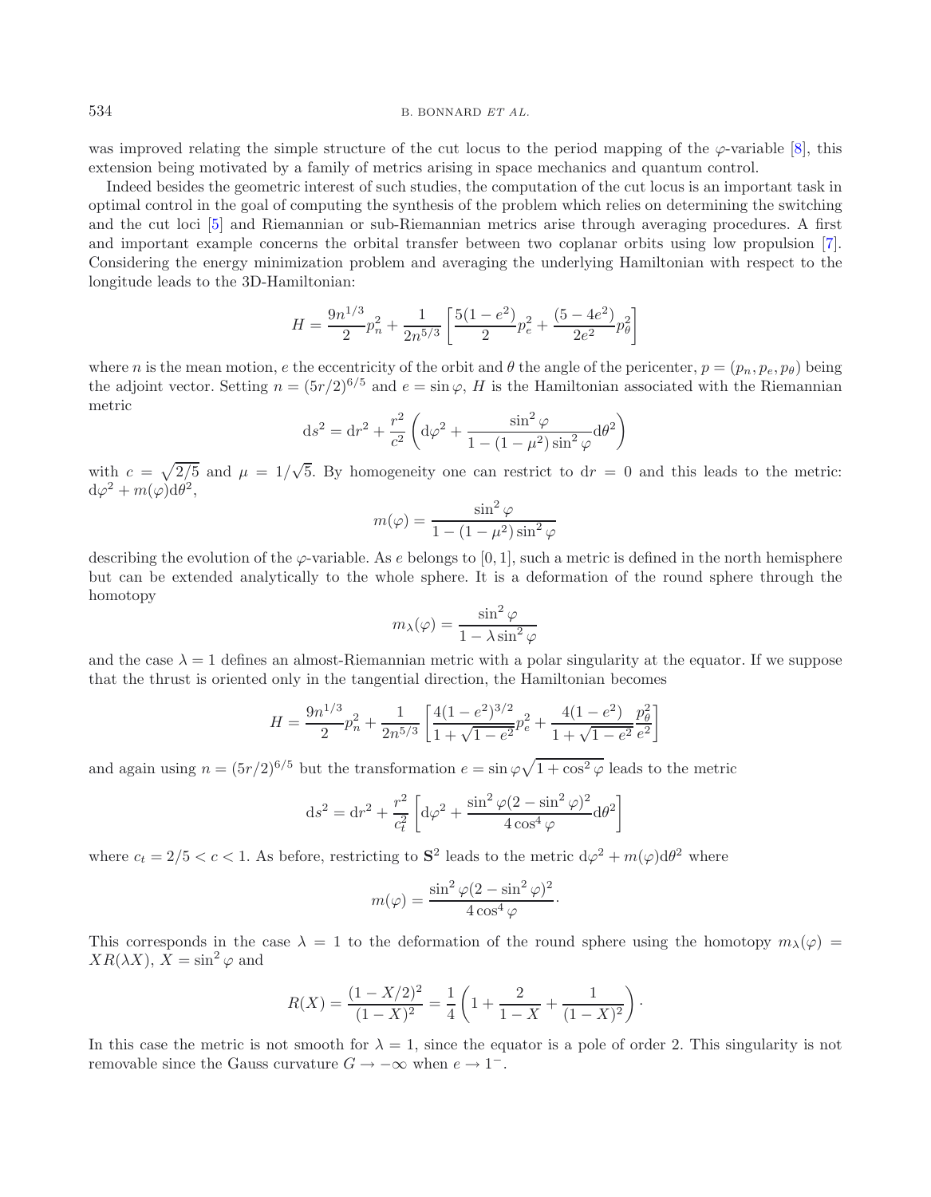was improved relating the simple structure of the cut locus to the period mapping of the $\varphi$-variable [8], this extension being motivated by a family of metrics arising in space mechanics and quantum control.

Indeed besides the geometric interest of such studies, the computation of the cut locus is an important task in optimal control in the goal of computing the synthesis of the problem which relies on determining the switching and the cut loci [5] and Riemannian or sub-Riemannian metrics arise through averaging procedures. A first and important example concerns the orbital transfer between two coplanar orbits using low propulsion [7]. Considering the energy minimization problem and averaging the underlying Hamiltonian with respect to the longitude leads to the 3D-Hamiltonian:

$$H = \frac{9n^{1/3}}{2}p_n^2 + \frac{1}{2n^{5/3}}\left[\frac{5(1-e^2)}{2}p_e^2 + \frac{(5-4e^2)}{2e^2}p_\theta^2\right]$$

where $n$ is the mean motion, $e$ the eccentricity of the orbit and $\theta$ the angle of the pericenter, $p = (p_n, p_e, p_\theta)$ being the adjoint vector. Setting $n = (5r/2)^{6/5}$ and $e = \sin\varphi$, $H$ is the Hamiltonian associated with the Riemannian metric

$$\mathrm{d}s^2 = \mathrm{d}r^2 + \frac{r^2}{c^2}\left(\mathrm{d}\varphi^2 + \frac{\sin^2\varphi}{1-(1-\mu^2)\sin^2\varphi}\mathrm{d}\theta^2\right)$$

with $c = \sqrt{2/5}$ and $\mu = 1/\sqrt{5}$. By homogeneity one can restrict to $\mathrm{d}r = 0$ and this leads to the metric: $\mathrm{d}\varphi^2 + m(\varphi)\mathrm{d}\theta^2$,

$$m(\varphi) = \frac{\sin^2\varphi}{1-(1-\mu^2)\sin^2\varphi}$$

describing the evolution of the $\varphi$-variable. As $e$ belongs to $[0, 1]$, such a metric is defined in the north hemisphere but can be extended analytically to the whole sphere. It is a deformation of the round sphere through the homotopy

$$m_\lambda(\varphi) = \frac{\sin^2\varphi}{1-\lambda\sin^2\varphi}$$

and the case $\lambda = 1$ defines an almost-Riemannian metric with a polar singularity at the equator. If we suppose that the thrust is oriented only in the tangential direction, the Hamiltonian becomes

$$H = \frac{9n^{1/3}}{2}p_n^2 + \frac{1}{2n^{5/3}}\left[\frac{4(1-e^2)^{3/2}}{1+\sqrt{1-e^2}}p_e^2 + \frac{4(1-e^2)}{1+\sqrt{1-e^2}}\frac{p_\theta^2}{e^2}\right]$$

and again using $n = (5r/2)^{6/5}$ but the transformation $e = \sin\varphi\sqrt{1+\cos^2\varphi}$ leads to the metric

$$\mathrm{d}s^2 = \mathrm{d}r^2 + \frac{r^2}{c_t^2}\left[\mathrm{d}\varphi^2 + \frac{\sin^2\varphi(2-\sin^2\varphi)^2}{4\cos^4\varphi}\mathrm{d}\theta^2\right]$$

where $c_t = 2/5 < c < 1$. As before, restricting to $\mathbf{S}^2$ leads to the metric $\mathrm{d}\varphi^2 + m(\varphi)\mathrm{d}\theta^2$ where

$$m(\varphi) = \frac{\sin^2\varphi(2-\sin^2\varphi)^2}{4\cos^4\varphi}.$$

This corresponds in the case $\lambda = 1$ to the deformation of the round sphere using the homotopy $m_\lambda(\varphi) = XR(\lambda X)$, $X = \sin^2\varphi$ and

$$R(X) = \frac{(1-X/2)^2}{(1-X)^2} = \frac{1}{4}\left(1 + \frac{2}{1-X} + \frac{1}{(1-X)^2}\right).$$

In this case the metric is not smooth for $\lambda = 1$, since the equator is a pole of order 2. This singularity is not removable since the Gauss curvature $G \to -\infty$ when $e \to 1^-$.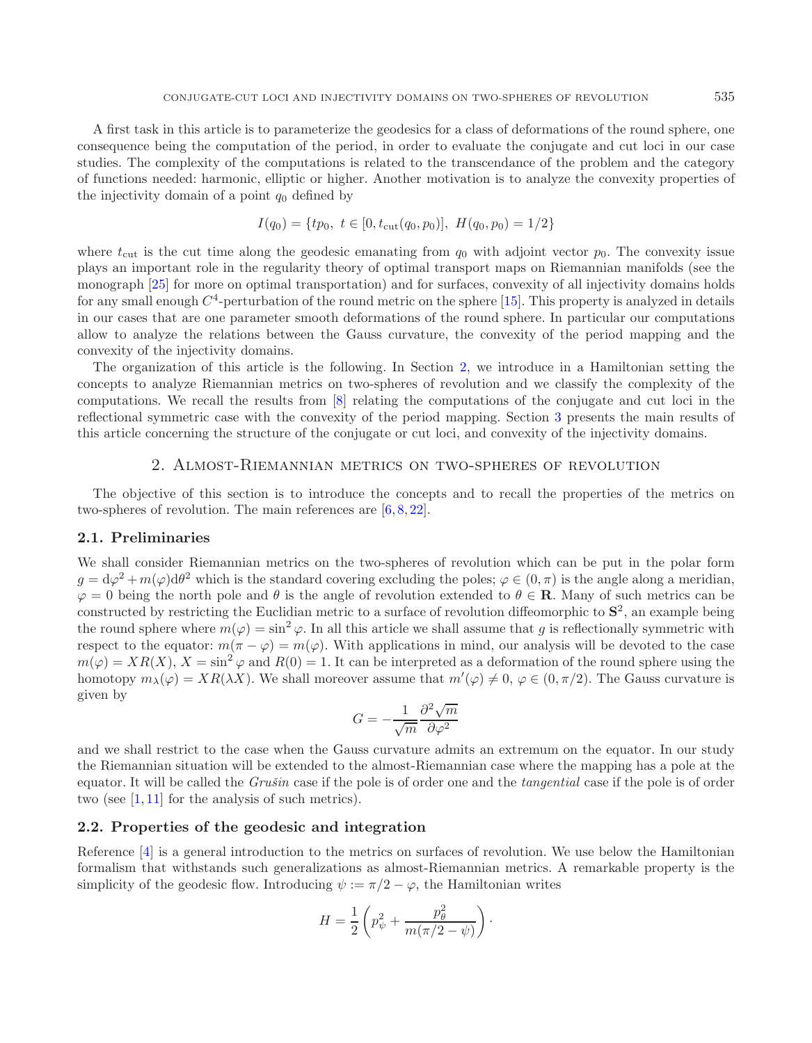A first task in this article is to parameterize the geodesics for a class of deformations of the round sphere, one consequence being the computation of the period, in order to evaluate the conjugate and cut loci in our case studies. The complexity of the computations is related to the transcendance of the problem and the category of functions needed: harmonic, elliptic or higher. Another motivation is to analyze the convexity properties of the injectivity domain of a point $q_0$ defined by

$$I(q_0) = \{tp_0,\ t \in [0, t_{\text{cut}}(q_0, p_0)],\ H(q_0, p_0) = 1/2\}$$

where $t_{\text{cut}}$ is the cut time along the geodesic emanating from $q_0$ with adjoint vector $p_0$. The convexity issue plays an important role in the regularity theory of optimal transport maps on Riemannian manifolds (see the monograph [25] for more on optimal transportation) and for surfaces, convexity of all injectivity domains holds for any small enough $C^4$-perturbation of the round metric on the sphere [15]. This property is analyzed in details in our cases that are one parameter smooth deformations of the round sphere. In particular our computations allow to analyze the relations between the Gauss curvature, the convexity of the period mapping and the convexity of the injectivity domains.

The organization of this article is the following. In Section 2, we introduce in a Hamiltonian setting the concepts to analyze Riemannian metrics on two-spheres of revolution and we classify the complexity of the computations. We recall the results from [8] relating the computations of the conjugate and cut loci in the reflectional symmetric case with the convexity of the period mapping. Section 3 presents the main results of this article concerning the structure of the conjugate or cut loci, and convexity of the injectivity domains.

## 2. Almost-Riemannian metrics on two-spheres of revolution

The objective of this section is to introduce the concepts and to recall the properties of the metrics on two-spheres of revolution. The main references are [6, 8, 22].

### 2.1. Preliminaries

We shall consider Riemannian metrics on the two-spheres of revolution which can be put in the polar form $g = \mathrm{d}\varphi^2 + m(\varphi)\mathrm{d}\theta^2$ which is the standard covering excluding the poles; $\varphi \in (0, \pi)$ is the angle along a meridian, $\varphi = 0$ being the north pole and $\theta$ is the angle of revolution extended to $\theta \in \mathbf{R}$. Many of such metrics can be constructed by restricting the Euclidian metric to a surface of revolution diffeomorphic to $\mathbf{S}^2$, an example being the round sphere where $m(\varphi) = \sin^2 \varphi$. In all this article we shall assume that $g$ is reflectionally symmetric with respect to the equator: $m(\pi - \varphi) = m(\varphi)$. With applications in mind, our analysis will be devoted to the case $m(\varphi) = XR(X)$, $X = \sin^2 \varphi$ and $R(0) = 1$. It can be interpreted as a deformation of the round sphere using the homotopy $m_\lambda(\varphi) = XR(\lambda X)$. We shall moreover assume that $m'(\varphi) \neq 0$, $\varphi \in (0, \pi/2)$. The Gauss curvature is given by

$$G = -\frac{1}{\sqrt{m}} \frac{\partial^2 \sqrt{m}}{\partial \varphi^2}$$

and we shall restrict to the case when the Gauss curvature admits an extremum on the equator. In our study the Riemannian situation will be extended to the almost-Riemannian case where the mapping has a pole at the equator. It will be called the *Grušin* case if the pole is of order one and the *tangential* case if the pole is of order two (see [1, 11] for the analysis of such metrics).

### 2.2. Properties of the geodesic and integration

Reference [4] is a general introduction to the metrics on surfaces of revolution. We use below the Hamiltonian formalism that withstands such generalizations as almost-Riemannian metrics. A remarkable property is the simplicity of the geodesic flow. Introducing $\psi := \pi/2 - \varphi$, the Hamiltonian writes

$$H = \frac{1}{2}\left(p_\psi^2 + \frac{p_\theta^2}{m(\pi/2 - \psi)}\right).$$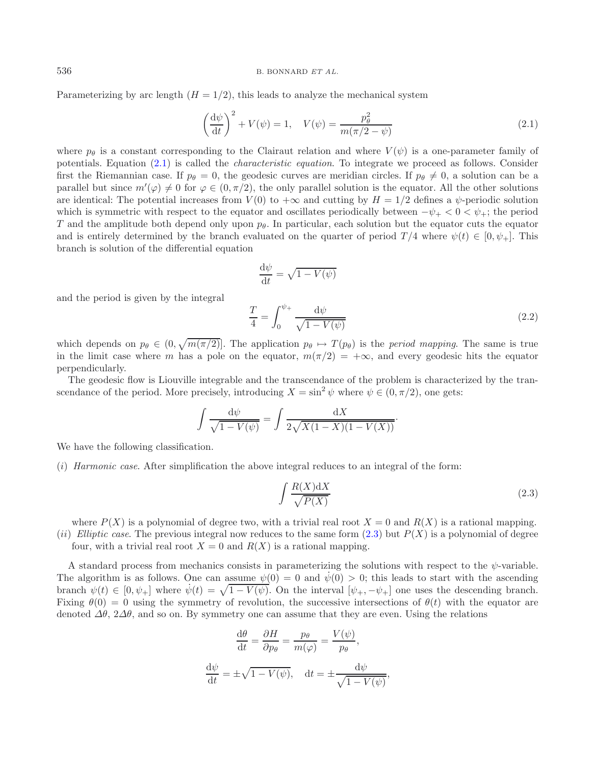Parameterizing by arc length ($H = 1/2$), this leads to analyze the mechanical system

$$\left(\frac{\mathrm{d}\psi}{\mathrm{d}t}\right)^2 + V(\psi) = 1, \quad V(\psi) = \frac{p_\theta^2}{m(\pi/2 - \psi)} \tag{2.1}$$

where $p_\theta$ is a constant corresponding to the Clairaut relation and where $V(\psi)$ is a one-parameter family of potentials. Equation (2.1) is called the *characteristic equation*. To integrate we proceed as follows. Consider first the Riemannian case. If $p_\theta = 0$, the geodesic curves are meridian circles. If $p_\theta \neq 0$, a solution can be a parallel but since $m'(\varphi) \neq 0$ for $\varphi \in (0, \pi/2)$, the only parallel solution is the equator. All the other solutions are identical: The potential increases from $V(0)$ to $+\infty$ and cutting by $H = 1/2$ defines a $\psi$-periodic solution which is symmetric with respect to the equator and oscillates periodically between $-\psi_+ < 0 < \psi_+$; the period $T$ and the amplitude both depend only upon $p_\theta$. In particular, each solution but the equator cuts the equator and is entirely determined by the branch evaluated on the quarter of period $T/4$ where $\psi(t) \in [0, \psi_+]$. This branch is solution of the differential equation

$$\frac{\mathrm{d}\psi}{\mathrm{d}t} = \sqrt{1 - V(\psi)}$$

and the period is given by the integral

$$\frac{T}{4} = \int_0^{\psi_+} \frac{\mathrm{d}\psi}{\sqrt{1 - V(\psi)}} \tag{2.2}$$

which depends on $p_\theta \in (0, \sqrt{m(\pi/2)}]$. The application $p_\theta \mapsto T(p_\theta)$ is the *period mapping*. The same is true in the limit case where $m$ has a pole on the equator, $m(\pi/2) = +\infty$, and every geodesic hits the equator perpendicularly.

The geodesic flow is Liouville integrable and the transcendance of the problem is characterized by the transcendance of the period. More precisely, introducing $X = \sin^2 \psi$ where $\psi \in (0, \pi/2)$, one gets:

$$\int \frac{\mathrm{d}\psi}{\sqrt{1 - V(\psi)}} = \int \frac{\mathrm{d}X}{2\sqrt{X(1 - X)(1 - V(X))}}.$$

We have the following classification.

(*i*) *Harmonic case*. After simplification the above integral reduces to an integral of the form:

$$\int \frac{R(X)\mathrm{d}X}{\sqrt{P(X)}} \tag{2.3}$$

where $P(X)$ is a polynomial of degree two, with a trivial real root $X = 0$ and $R(X)$ is a rational mapping.

(*ii*) *Elliptic case*. The previous integral now reduces to the same form (2.3) but $P(X)$ is a polynomial of degree four, with a trivial real root $X = 0$ and $R(X)$ is a rational mapping.

A standard process from mechanics consists in parameterizing the solutions with respect to the $\psi$-variable. The algorithm is as follows. One can assume $\psi(0) = 0$ and $\dot{\psi}(0) > 0$; this leads to start with the ascending branch $\psi(t) \in [0, \psi_+]$ where $\dot{\psi}(t) = \sqrt{1 - V(\psi)}$. On the interval $[\psi_+, -\psi_+]$ one uses the descending branch. Fixing $\theta(0) = 0$ using the symmetry of revolution, the successive intersections of $\theta(t)$ with the equator are denoted $\Delta\theta$, $2\Delta\theta$, and so on. By symmetry one can assume that they are even. Using the relations

$$\frac{\mathrm{d}\theta}{\mathrm{d}t} = \frac{\partial H}{\partial p_\theta} = \frac{p_\theta}{m(\varphi)} = \frac{V(\psi)}{p_\theta},$$

$$\frac{\mathrm{d}\psi}{\mathrm{d}t} = \pm\sqrt{1 - V(\psi)}, \quad \mathrm{d}t = \pm\frac{\mathrm{d}\psi}{\sqrt{1 - V(\psi)}},$$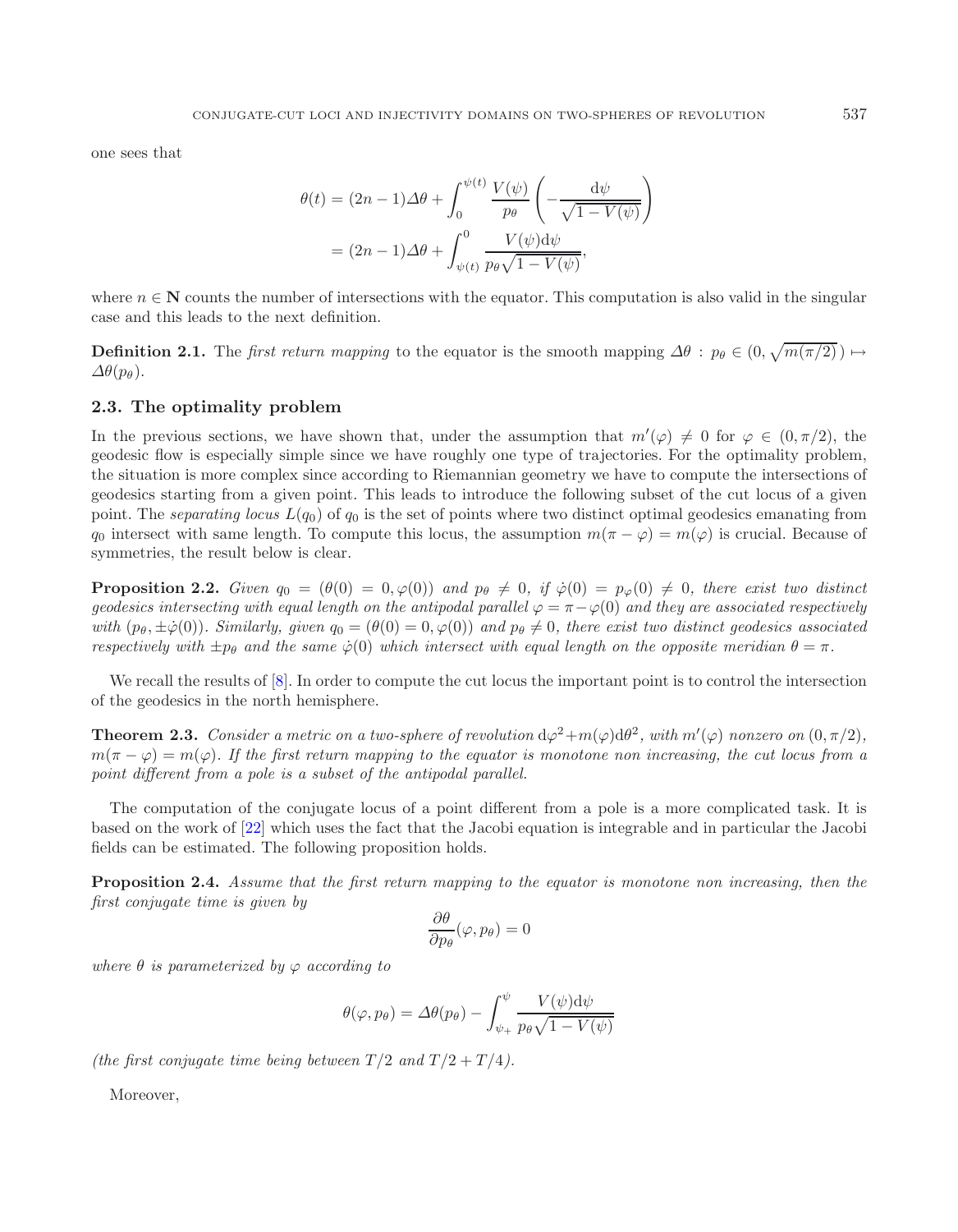one sees that

$$\theta(t) = (2n-1)\Delta\theta + \int_0^{\psi(t)} \frac{V(\psi)}{p_\theta} \left( -\frac{\mathrm{d}\psi}{\sqrt{1-V(\psi)}} \right)$$
$$= (2n-1)\Delta\theta + \int_{\psi(t)}^{0} \frac{V(\psi)\mathrm{d}\psi}{p_\theta\sqrt{1-V(\psi)}},$$

where $n \in \mathbf{N}$ counts the number of intersections with the equator. This computation is also valid in the singular case and this leads to the next definition.

**Definition 2.1.** The *first return mapping* to the equator is the smooth mapping $\Delta\theta : p_\theta \in (0, \sqrt{m(\pi/2)}\,) \mapsto \Delta\theta(p_\theta)$.

## 2.3. The optimality problem

In the previous sections, we have shown that, under the assumption that $m'(\varphi) \neq 0$ for $\varphi \in (0, \pi/2)$, the geodesic flow is especially simple since we have roughly one type of trajectories. For the optimality problem, the situation is more complex since according to Riemannian geometry we have to compute the intersections of geodesics starting from a given point. This leads to introduce the following subset of the cut locus of a given point. The *separating locus* $L(q_0)$ of $q_0$ is the set of points where two distinct optimal geodesics emanating from $q_0$ intersect with same length. To compute this locus, the assumption $m(\pi - \varphi) = m(\varphi)$ is crucial. Because of symmetries, the result below is clear.

**Proposition 2.2.** *Given $q_0 = (\theta(0) = 0, \varphi(0))$ and $p_\theta \neq 0$, if $\dot{\varphi}(0) = p_\varphi(0) \neq 0$, there exist two distinct geodesics intersecting with equal length on the antipodal parallel $\varphi = \pi - \varphi(0)$ and they are associated respectively with $(p_\theta, \pm\dot{\varphi}(0))$. Similarly, given $q_0 = (\theta(0) = 0, \varphi(0))$ and $p_\theta \neq 0$, there exist two distinct geodesics associated respectively with $\pm p_\theta$ and the same $\dot{\varphi}(0)$ which intersect with equal length on the opposite meridian $\theta = \pi$.*

We recall the results of [8]. In order to compute the cut locus the important point is to control the intersection of the geodesics in the north hemisphere.

**Theorem 2.3.** *Consider a metric on a two-sphere of revolution $\mathrm{d}\varphi^2 + m(\varphi)\mathrm{d}\theta^2$, with $m'(\varphi)$ nonzero on $(0, \pi/2)$, $m(\pi - \varphi) = m(\varphi)$. If the first return mapping to the equator is monotone non increasing, the cut locus from a point different from a pole is a subset of the antipodal parallel.*

The computation of the conjugate locus of a point different from a pole is a more complicated task. It is based on the work of [22] which uses the fact that the Jacobi equation is integrable and in particular the Jacobi fields can be estimated. The following proposition holds.

**Proposition 2.4.** *Assume that the first return mapping to the equator is monotone non increasing, then the first conjugate time is given by*

$$\frac{\partial \theta}{\partial p_\theta}(\varphi, p_\theta) = 0$$

*where $\theta$ is parameterized by $\varphi$ according to*

$$\theta(\varphi, p_\theta) = \Delta\theta(p_\theta) - \int_{\psi_+}^{\psi} \frac{V(\psi)\mathrm{d}\psi}{p_\theta\sqrt{1-V(\psi)}}$$

*(the first conjugate time being between $T/2$ and $T/2 + T/4$).*

Moreover,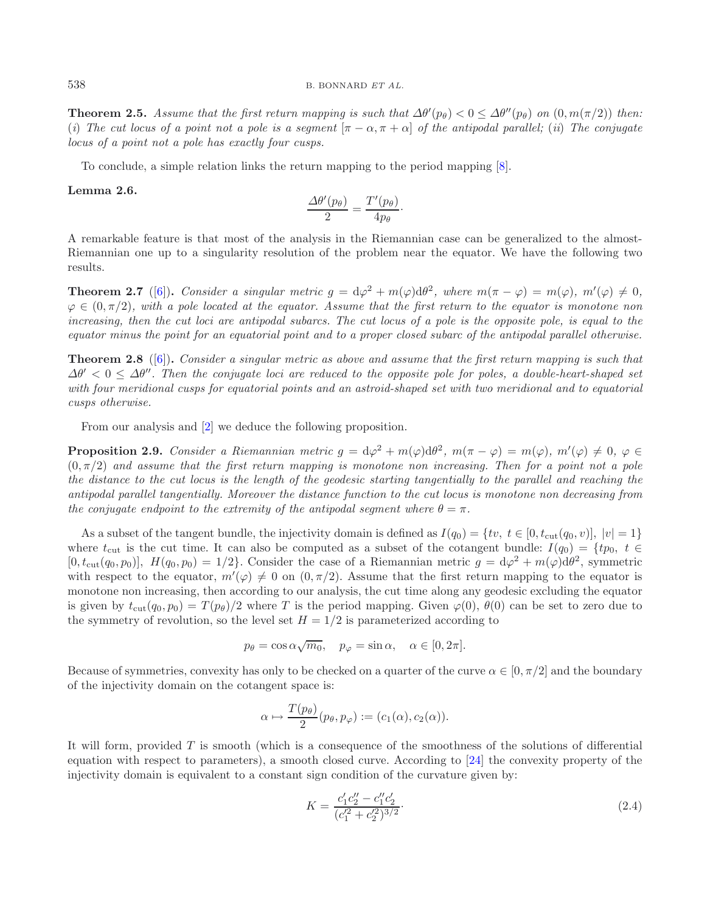**Theorem 2.5.** *Assume that the first return mapping is such that $\Delta\theta'(p_\theta) < 0 \leq \Delta\theta''(p_\theta)$ on $(0, m(\pi/2))$ then: (i) The cut locus of a point not a pole is a segment $[\pi - \alpha, \pi + \alpha]$ of the antipodal parallel; (ii) The conjugate locus of a point not a pole has exactly four cusps.*

To conclude, a simple relation links the return mapping to the period mapping [8].

**Lemma 2.6.**

$$\frac{\Delta\theta'(p_\theta)}{2} = \frac{T'(p_\theta)}{4p_\theta}\cdot$$

A remarkable feature is that most of the analysis in the Riemannian case can be generalized to the almost-Riemannian one up to a singularity resolution of the problem near the equator. We have the following two results.

**Theorem 2.7** ([6])**.** *Consider a singular metric $g = \mathrm{d}\varphi^2 + m(\varphi)\mathrm{d}\theta^2$, where $m(\pi - \varphi) = m(\varphi)$, $m'(\varphi) \neq 0$, $\varphi \in (0, \pi/2)$, with a pole located at the equator. Assume that the first return to the equator is monotone non increasing, then the cut loci are antipodal subarcs. The cut locus of a pole is the opposite pole, is equal to the equator minus the point for an equatorial point and to a proper closed subarc of the antipodal parallel otherwise.*

**Theorem 2.8** ([6])**.** *Consider a singular metric as above and assume that the first return mapping is such that $\Delta\theta' < 0 \leq \Delta\theta''$. Then the conjugate loci are reduced to the opposite pole for poles, a double-heart-shaped set with four meridional cusps for equatorial points and an astroid-shaped set with two meridional and to equatorial cusps otherwise.*

From our analysis and [2] we deduce the following proposition.

**Proposition 2.9.** *Consider a Riemannian metric $g = \mathrm{d}\varphi^2 + m(\varphi)\mathrm{d}\theta^2$, $m(\pi - \varphi) = m(\varphi)$, $m'(\varphi) \neq 0$, $\varphi \in (0, \pi/2)$ and assume that the first return mapping is monotone non increasing. Then for a point not a pole the distance to the cut locus is the length of the geodesic starting tangentially to the parallel and reaching the antipodal parallel tangentially. Moreover the distance function to the cut locus is monotone non decreasing from the conjugate endpoint to the extremity of the antipodal segment where $\theta = \pi$.*

As a subset of the tangent bundle, the injectivity domain is defined as $I(q_0) = \{tv,\ t \in [0, t_{\mathrm{cut}}(q_0, v)],\ |v| = 1\}$ where $t_{\mathrm{cut}}$ is the cut time. It can also be computed as a subset of the cotangent bundle: $I(q_0) = \{tp_0,\ t \in [0, t_{\mathrm{cut}}(q_0, p_0)],\ H(q_0, p_0) = 1/2\}$. Consider the case of a Riemannian metric $g = \mathrm{d}\varphi^2 + m(\varphi)\mathrm{d}\theta^2$, symmetric with respect to the equator, $m'(\varphi) \neq 0$ on $(0, \pi/2)$. Assume that the first return mapping to the equator is monotone non increasing, then according to our analysis, the cut time along any geodesic excluding the equator is given by $t_{\mathrm{cut}}(q_0, p_0) = T(p_\theta)/2$ where $T$ is the period mapping. Given $\varphi(0)$, $\theta(0)$ can be set to zero due to the symmetry of revolution, so the level set $H = 1/2$ is parameterized according to

$$p_\theta = \cos\alpha\sqrt{m_0}, \quad p_\varphi = \sin\alpha, \quad \alpha \in [0, 2\pi].$$

Because of symmetries, convexity has only to be checked on a quarter of the curve $\alpha \in [0, \pi/2]$ and the boundary of the injectivity domain on the cotangent space is:

$$\alpha \mapsto \frac{T(p_\theta)}{2}(p_\theta, p_\varphi) := (c_1(\alpha), c_2(\alpha)).$$

It will form, provided $T$ is smooth (which is a consequence of the smoothness of the solutions of differential equation with respect to parameters), a smooth closed curve. According to [24] the convexity property of the injectivity domain is equivalent to a constant sign condition of the curvature given by:

$$K = \frac{c_1'c_2'' - c_1''c_2'}{(c_1'^2 + c_2'^2)^{3/2}}\cdot \tag{2.4}$$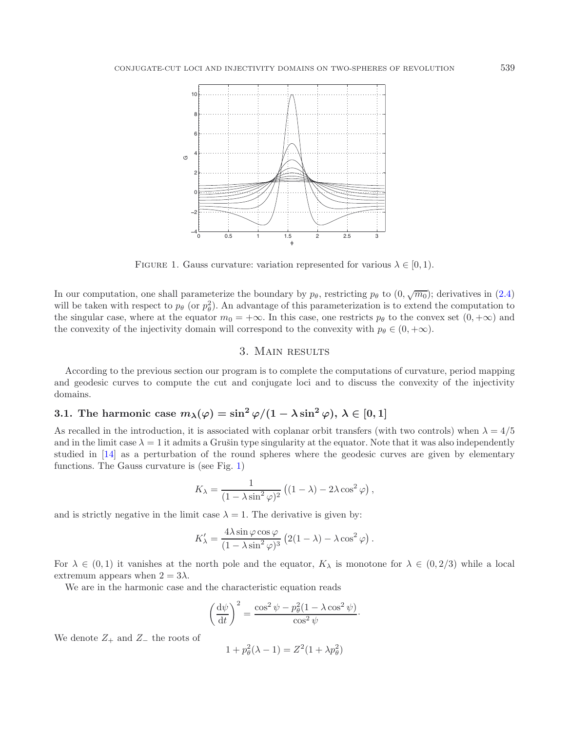10
8
6
4
2
0
−2
−4
G
0 0.5 1 1.5 2 2.5 3
φ

FIGURE 1. Gauss curvature: variation represented for various $\lambda \in [0, 1)$.

In our computation, one shall parameterize the boundary by $p_\theta$, restricting $p_\theta$ to $(0, \sqrt{m_0})$; derivatives in (2.4) will be taken with respect to $p_\theta$ (or $p_\theta^2$). An advantage of this parameterization is to extend the computation to the singular case, where at the equator $m_0 = +\infty$. In this case, one restricts $p_\theta$ to the convex set $(0, +\infty)$ and the convexity of the injectivity domain will correspond to the convexity with $p_\theta \in (0, +\infty)$.

## 3. Main results

According to the previous section our program is to complete the computations of curvature, period mapping and geodesic curves to compute the cut and conjugate loci and to discuss the convexity of the injectivity domains.

### 3.1. The harmonic case $m_\lambda(\varphi) = \sin^2\varphi/(1 - \lambda \sin^2\varphi)$, $\lambda \in [0, 1]$

As recalled in the introduction, it is associated with coplanar orbit transfers (with two controls) when $\lambda = 4/5$ and in the limit case $\lambda = 1$ it admits a Grušin type singularity at the equator. Note that it was also independently studied in [14] as a perturbation of the round spheres where the geodesic curves are given by elementary functions. The Gauss curvature is (see Fig. 1)

$$K_\lambda = \frac{1}{(1 - \lambda \sin^2\varphi)^2}\left((1 - \lambda) - 2\lambda \cos^2\varphi\right),$$

and is strictly negative in the limit case $\lambda = 1$. The derivative is given by:

$$K_\lambda' = \frac{4\lambda \sin\varphi \cos\varphi}{(1 - \lambda \sin^2\varphi)^3}\left(2(1 - \lambda) - \lambda \cos^2\varphi\right).$$

For $\lambda \in (0, 1)$ it vanishes at the north pole and the equator, $K_\lambda$ is monotone for $\lambda \in (0, 2/3)$ while a local extremum appears when $2 = 3\lambda$.

We are in the harmonic case and the characteristic equation reads

$$\left(\frac{\mathrm{d}\psi}{\mathrm{d}t}\right)^2 = \frac{\cos^2\psi - p_\theta^2(1 - \lambda \cos^2\psi)}{\cos^2\psi}.$$

We denote $Z_+$ and $Z_-$ the roots of

$$1 + p_\theta^2(\lambda - 1) = Z^2(1 + \lambda p_\theta^2)$$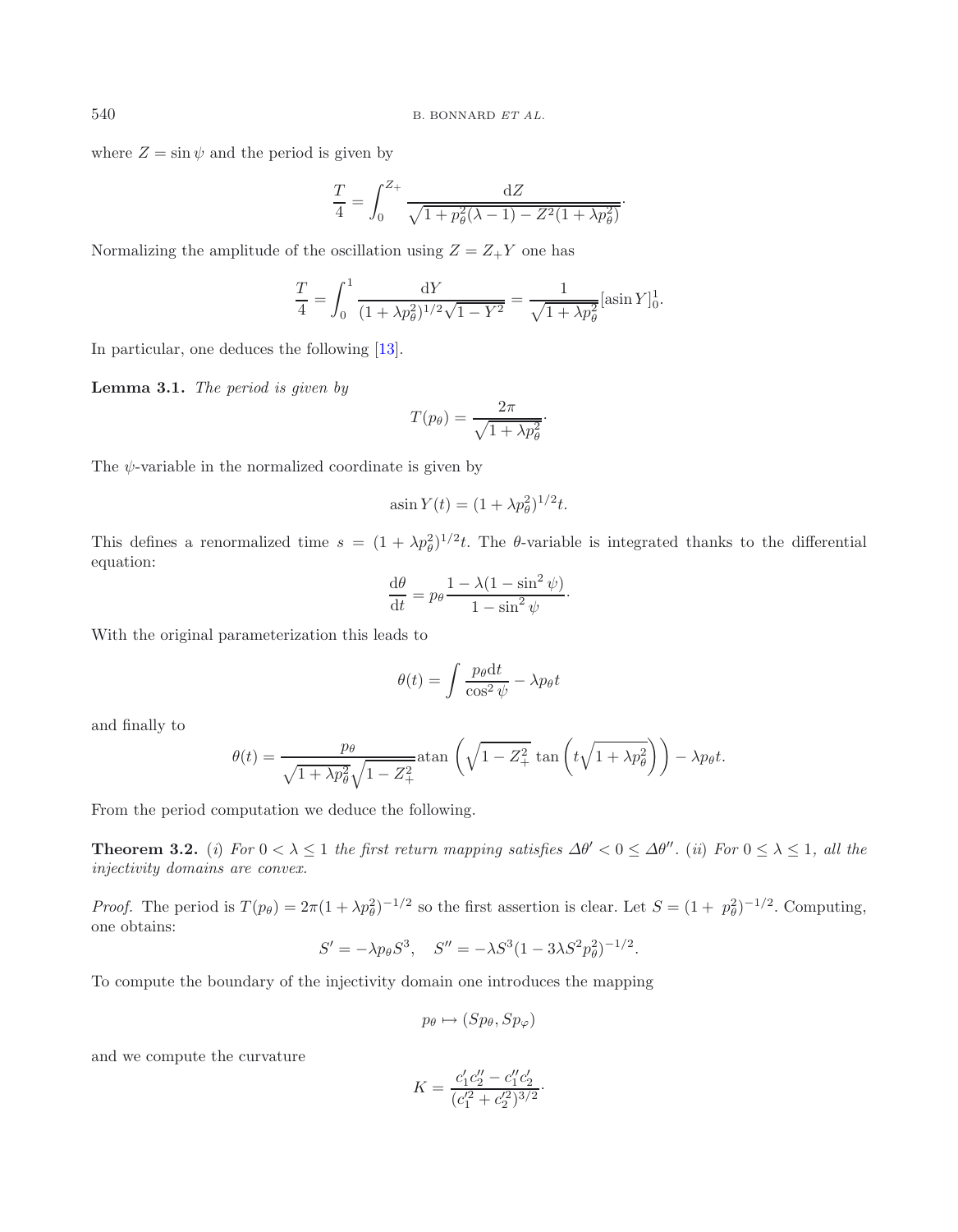where $Z = \sin\psi$ and the period is given by

$$\frac{T}{4} = \int_0^{Z_+} \frac{\mathrm{d}Z}{\sqrt{1 + p_\theta^2(\lambda - 1) - Z^2(1 + \lambda p_\theta^2)}}\cdot$$

Normalizing the amplitude of the oscillation using $Z = Z_+ Y$ one has

$$\frac{T}{4} = \int_0^1 \frac{\mathrm{d}Y}{(1 + \lambda p_\theta^2)^{1/2}\sqrt{1 - Y^2}} = \frac{1}{\sqrt{1 + \lambda p_\theta^2}}[\mathrm{asin}\, Y]_0^1.$$

In particular, one deduces the following [13].

**Lemma 3.1.** *The period is given by*

$$T(p_\theta) = \frac{2\pi}{\sqrt{1 + \lambda p_\theta^2}}\cdot$$

The $\psi$-variable in the normalized coordinate is given by

$$\mathrm{asin}\, Y(t) = (1 + \lambda p_\theta^2)^{1/2} t.$$

This defines a renormalized time $s = (1 + \lambda p_\theta^2)^{1/2} t$. The $\theta$-variable is integrated thanks to the differential equation:

$$\frac{\mathrm{d}\theta}{\mathrm{d}t} = p_\theta \frac{1 - \lambda(1 - \sin^2\psi)}{1 - \sin^2\psi}\cdot$$

With the original parameterization this leads to

$$\theta(t) = \int \frac{p_\theta \mathrm{d}t}{\cos^2\psi} - \lambda p_\theta t$$

and finally to

$$\theta(t) = \frac{p_\theta}{\sqrt{1 + \lambda p_\theta^2}\sqrt{1 - Z_+^2}} \mathrm{atan}\left(\sqrt{1 - Z_+^2}\, \tan\left(t\sqrt{1 + \lambda p_\theta^2}\right)\right) - \lambda p_\theta t.$$

From the period computation we deduce the following.

**Theorem 3.2.** (*i*) *For $0 < \lambda \leq 1$ the first return mapping satisfies $\Delta\theta' < 0 \leq \Delta\theta''$.* (*ii*) *For $0 \leq \lambda \leq 1$, all the injectivity domains are convex.*

*Proof.* The period is $T(p_\theta) = 2\pi(1 + \lambda p_\theta^2)^{-1/2}$ so the first assertion is clear. Let $S = (1 + p_\theta^2)^{-1/2}$. Computing, one obtains:

$$S' = -\lambda p_\theta S^3, \quad S'' = -\lambda S^3(1 - 3\lambda S^2 p_\theta^2)^{-1/2}.$$

To compute the boundary of the injectivity domain one introduces the mapping

$$p_\theta \mapsto (S p_\theta, S p_\varphi)$$

and we compute the curvature

$$K = \frac{c_1' c_2'' - c_1'' c_2'}{(c_1'^2 + c_2'^2)^{3/2}}\cdot$$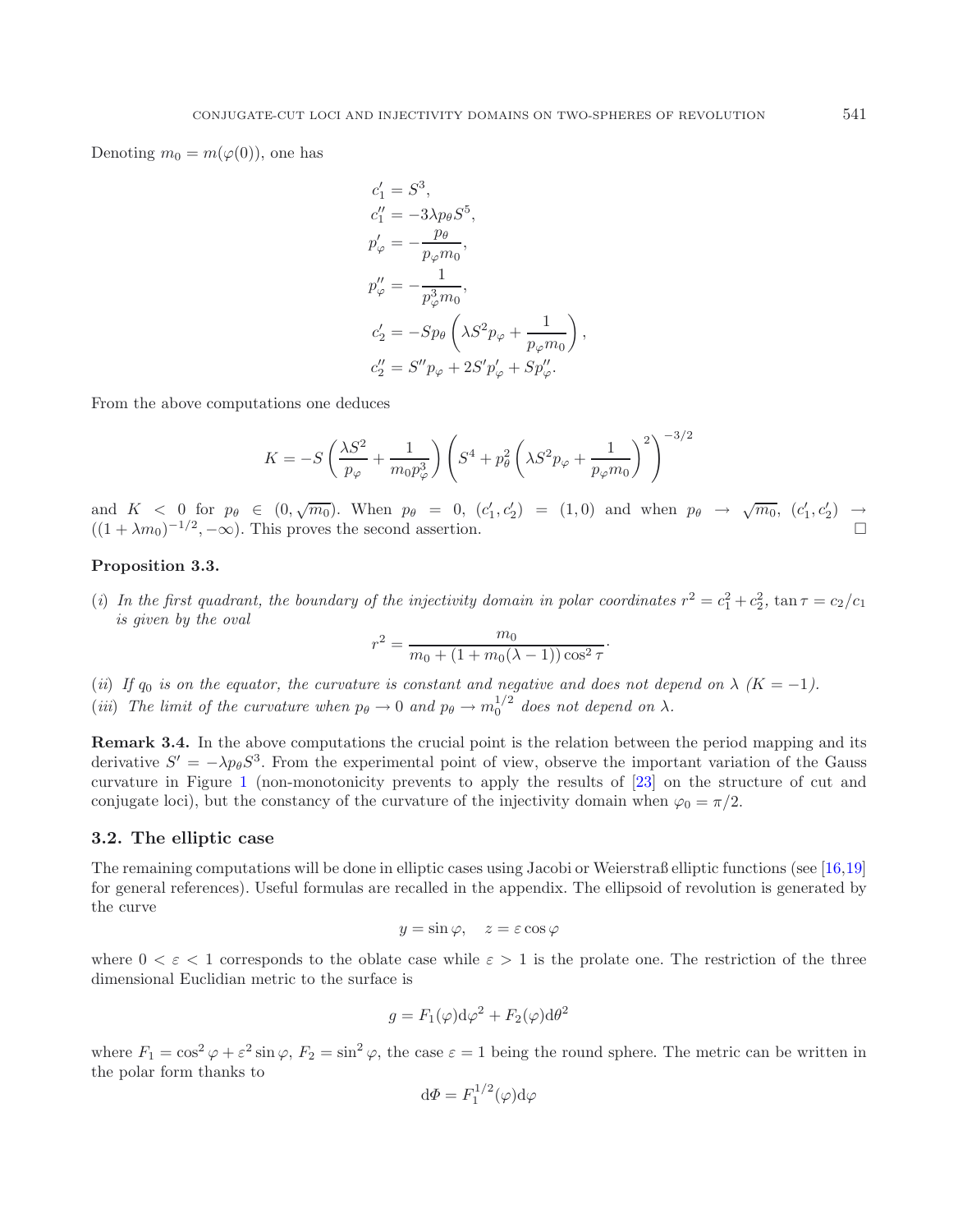Denoting $m_0 = m(\varphi(0))$, one has

$$
\begin{aligned}
c_1' &= S^3, \\
c_1'' &= -3\lambda p_\theta S^5, \\
p_\varphi' &= -\frac{p_\theta}{p_\varphi m_0}, \\
p_\varphi'' &= -\frac{1}{p_\varphi^3 m_0}, \\
c_2' &= -S p_\theta \left( \lambda S^2 p_\varphi + \frac{1}{p_\varphi m_0} \right), \\
c_2'' &= S'' p_\varphi + 2S' p_\varphi' + S p_\varphi''.
\end{aligned}
$$

From the above computations one deduces

$$
K = -S \left( \frac{\lambda S^2}{p_\varphi} + \frac{1}{m_0 p_\varphi^3} \right) \left( S^4 + p_\theta^2 \left( \lambda S^2 p_\varphi + \frac{1}{p_\varphi m_0} \right)^2 \right)^{-3/2}
$$

and $K < 0$ for $p_\theta \in (0, \sqrt{m_0})$. When $p_\theta = 0$, $(c_1', c_2') = (1, 0)$ and when $p_\theta \to \sqrt{m_0}$, $(c_1', c_2') \to ((1 + \lambda m_0)^{-1/2}, -\infty)$. This proves the second assertion. □

**Proposition 3.3.**

(*i*) *In the first quadrant, the boundary of the injectivity domain in polar coordinates $r^2 = c_1^2 + c_2^2$, $\tan \tau = c_2/c_1$ is given by the oval*

$$
r^2 = \frac{m_0}{m_0 + (1 + m_0(\lambda - 1)) \cos^2 \tau}.
$$

(*ii*) *If $q_0$ is on the equator, the curvature is constant and negative and does not depend on $\lambda$ ($K = -1$).*

(*iii*) *The limit of the curvature when $p_\theta \to 0$ and $p_\theta \to m_0^{1/2}$ does not depend on $\lambda$.*

**Remark 3.4.** In the above computations the crucial point is the relation between the period mapping and its derivative $S' = -\lambda p_\theta S^3$. From the experimental point of view, observe the important variation of the Gauss curvature in Figure 1 (non-monotonicity prevents to apply the results of [23] on the structure of cut and conjugate loci), but the constancy of the curvature of the injectivity domain when $\varphi_0 = \pi/2$.

### 3.2. The elliptic case

The remaining computations will be done in elliptic cases using Jacobi or Weierstraß elliptic functions (see [16,19] for general references). Useful formulas are recalled in the appendix. The ellipsoid of revolution is generated by the curve

$$
y = \sin \varphi, \quad z = \varepsilon \cos \varphi
$$

where $0 < \varepsilon < 1$ corresponds to the oblate case while $\varepsilon > 1$ is the prolate one. The restriction of the three dimensional Euclidian metric to the surface is

$$
g = F_1(\varphi) \mathrm{d}\varphi^2 + F_2(\varphi) \mathrm{d}\theta^2
$$

where $F_1 = \cos^2 \varphi + \varepsilon^2 \sin \varphi$, $F_2 = \sin^2 \varphi$, the case $\varepsilon = 1$ being the round sphere. The metric can be written in the polar form thanks to

$$
\mathrm{d}\Phi = F_1^{1/2}(\varphi) \mathrm{d}\varphi
$$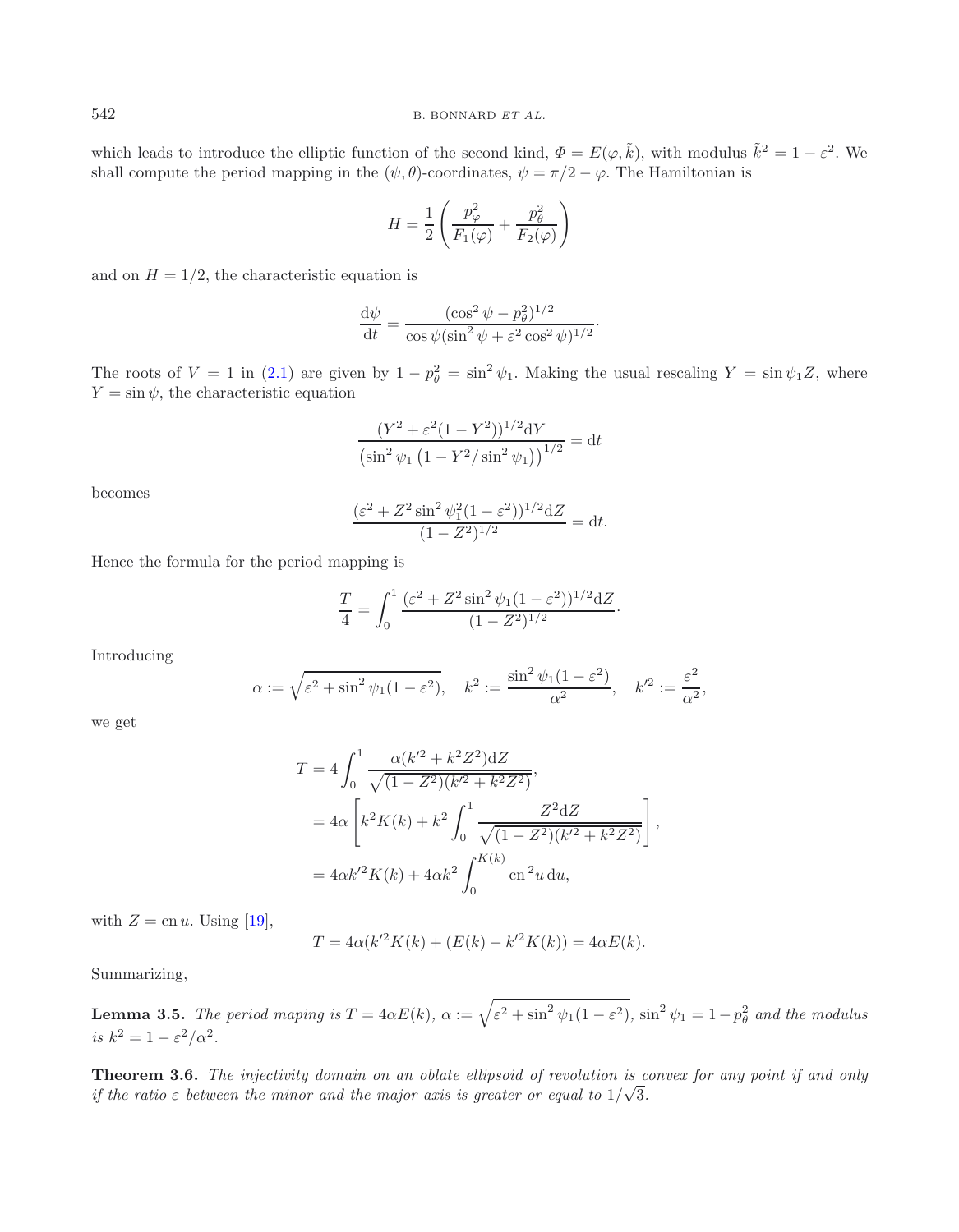which leads to introduce the elliptic function of the second kind, $\Phi = E(\varphi, \tilde{k})$, with modulus $\tilde{k}^2 = 1 - \varepsilon^2$. We shall compute the period mapping in the $(\psi, \theta)$-coordinates, $\psi = \pi/2 - \varphi$. The Hamiltonian is

$$H = \frac{1}{2}\left(\frac{p_\varphi^2}{F_1(\varphi)} + \frac{p_\theta^2}{F_2(\varphi)}\right)$$

and on $H = 1/2$, the characteristic equation is

$$\frac{\mathrm{d}\psi}{\mathrm{d}t} = \frac{(\cos^2\psi - p_\theta^2)^{1/2}}{\cos\psi(\sin^2\psi + \varepsilon^2\cos^2\psi)^{1/2}}\cdot$$

The roots of $V = 1$ in (2.1) are given by $1 - p_\theta^2 = \sin^2\psi_1$. Making the usual rescaling $Y = \sin\psi_1 Z$, where $Y = \sin\psi$, the characteristic equation

$$\frac{(Y^2 + \varepsilon^2(1 - Y^2))^{1/2}\mathrm{d}Y}{\left(\sin^2\psi_1\left(1 - Y^2/\sin^2\psi_1\right)\right)^{1/2}} = \mathrm{d}t$$

becomes

$$\frac{(\varepsilon^2 + Z^2\sin^2\psi_1^2(1 - \varepsilon^2))^{1/2}\mathrm{d}Z}{(1 - Z^2)^{1/2}} = \mathrm{d}t.$$

Hence the formula for the period mapping is

$$\frac{T}{4} = \int_0^1 \frac{(\varepsilon^2 + Z^2\sin^2\psi_1(1 - \varepsilon^2))^{1/2}\mathrm{d}Z}{(1 - Z^2)^{1/2}}\cdot$$

Introducing

$$\alpha := \sqrt{\varepsilon^2 + \sin^2\psi_1(1 - \varepsilon^2)}, \quad k^2 := \frac{\sin^2\psi_1(1 - \varepsilon^2)}{\alpha^2}, \quad k'^2 := \frac{\varepsilon^2}{\alpha^2},$$

we get

$$\begin{aligned}
T &= 4\int_0^1 \frac{\alpha(k'^2 + k^2 Z^2)\mathrm{d}Z}{\sqrt{(1 - Z^2)(k'^2 + k^2 Z^2)}}, \\
&= 4\alpha\left[k^2 K(k) + k^2\int_0^1 \frac{Z^2\mathrm{d}Z}{\sqrt{(1 - Z^2)(k'^2 + k^2 Z^2)}}\right], \\
&= 4\alpha k'^2 K(k) + 4\alpha k^2\int_0^{K(k)} \mathrm{cn}^2 u \,\mathrm{d}u,
\end{aligned}$$

with $Z = \mathrm{cn}\, u$. Using [19],

$$T = 4\alpha(k'^2 K(k) + (E(k) - k'^2 K(k)) = 4\alpha E(k).$$

Summarizing,

**Lemma 3.5.** *The period maping is* $T = 4\alpha E(k)$, $\alpha := \sqrt{\varepsilon^2 + \sin^2\psi_1(1 - \varepsilon^2)}$, $\sin^2\psi_1 = 1 - p_\theta^2$ *and the modulus is* $k^2 = 1 - \varepsilon^2/\alpha^2$.

**Theorem 3.6.** *The injectivity domain on an oblate ellipsoid of revolution is convex for any point if and only if the ratio* $\varepsilon$ *between the minor and the major axis is greater or equal to* $1/\sqrt{3}$.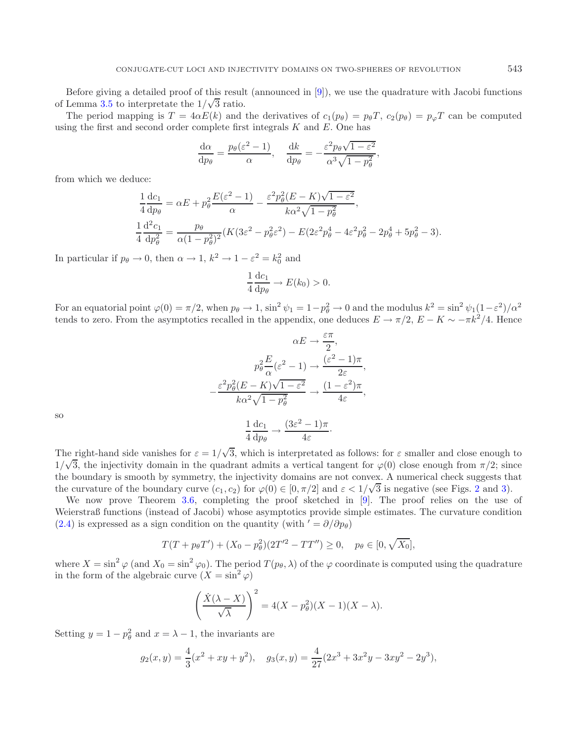Before giving a detailed proof of this result (announced in [9]), we use the quadrature with Jacobi functions of Lemma 3.5 to interpretate the $1/\sqrt{3}$ ratio.

The period mapping is $T = 4\alpha E(k)$ and the derivatives of $c_1(p_\theta) = p_\theta T$, $c_2(p_\theta) = p_\varphi T$ can be computed using the first and second order complete first integrals $K$ and $E$. One has

$$\frac{\mathrm{d}\alpha}{\mathrm{d}p_\theta} = \frac{p_\theta(\varepsilon^2-1)}{\alpha}, \quad \frac{\mathrm{d}k}{\mathrm{d}p_\theta} = -\frac{\varepsilon^2 p_\theta\sqrt{1-\varepsilon^2}}{\alpha^3\sqrt{1-p_\theta^2}},$$

from which we deduce:

$$\frac{1}{4}\frac{\mathrm{d}c_1}{\mathrm{d}p_\theta} = \alpha E + p_\theta^2\frac{E(\varepsilon^2-1)}{\alpha} - \frac{\varepsilon^2 p_\theta^2(E-K)\sqrt{1-\varepsilon^2}}{k\alpha^2\sqrt{1-p_\theta^2}},$$

$$\frac{1}{4}\frac{\mathrm{d}^2c_1}{\mathrm{d}p_\theta^2} = \frac{p_\theta}{\alpha(1-p_\theta^2)^2}(K(3\varepsilon^2 - p_\theta^2\varepsilon^2) - E(2\varepsilon^2p_\theta^4 - 4\varepsilon^2p_\theta^2 - 2p_\theta^4 + 5p_\theta^2 - 3).$$

In particular if $p_\theta \to 0$, then $\alpha \to 1$, $k^2 \to 1-\varepsilon^2 = k_0^2$ and

$$\frac{1}{4}\frac{\mathrm{d}c_1}{\mathrm{d}p_\theta} \to E(k_0) > 0.$$

For an equatorial point $\varphi(0) = \pi/2$, when $p_\theta \to 1$, $\sin^2\psi_1 = 1-p_\theta^2 \to 0$ and the modulus $k^2 = \sin^2\psi_1(1-\varepsilon^2)/\alpha^2$ tends to zero. From the asymptotics recalled in the appendix, one deduces $E \to \pi/2$, $E-K \sim -\pi k^2/4$. Hence

$$\alpha E \to \frac{\varepsilon\pi}{2},$$

$$p_\theta^2\frac{E}{\alpha}(\varepsilon^2-1) \to \frac{(\varepsilon^2-1)\pi}{2\varepsilon},$$

$$-\frac{\varepsilon^2p_\theta^2(E-K)\sqrt{1-\varepsilon^2}}{k\alpha^2\sqrt{1-p_\theta^2}} \to \frac{(1-\varepsilon^2)\pi}{4\varepsilon},$$

so

$$\frac{1}{4}\frac{\mathrm{d}c_1}{\mathrm{d}p_\theta} \to \frac{(3\varepsilon^2-1)\pi}{4\varepsilon}\cdot$$

The right-hand side vanishes for $\varepsilon = 1/\sqrt{3}$, which is interpretated as follows: for $\varepsilon$ smaller and close enough to $1/\sqrt{3}$, the injectivity domain in the quadrant admits a vertical tangent for $\varphi(0)$ close enough from $\pi/2$; since the boundary is smooth by symmetry, the injectivity domains are not convex. A numerical check suggests that the curvature of the boundary curve $(c_1, c_2)$ for $\varphi(0) \in [0, \pi/2]$ and $\varepsilon < 1/\sqrt{3}$ is negative (see Figs. 2 and 3).

We now prove Theorem 3.6, completing the proof sketched in [9]. The proof relies on the use of Weierstraß functions (instead of Jacobi) whose asymptotics provide simple estimates. The curvature condition (2.4) is expressed as a sign condition on the quantity (with $' = \partial/\partial p_\theta$)

$$T(T + p_\theta T') + (X_0 - p_\theta^2)(2T'^2 - TT'') \geq 0, \quad p_\theta \in [0, \sqrt{X_0}],$$

where $X = \sin^2\varphi$ (and $X_0 = \sin^2\varphi_0$). The period $T(p_\theta, \lambda)$ of the $\varphi$ coordinate is computed using the quadrature in the form of the algebraic curve ($X = \sin^2\varphi$)

$$\left(\frac{\dot{X}(\lambda - X)}{\sqrt{\lambda}}\right)^2 = 4(X - p_\theta^2)(X-1)(X-\lambda).$$

Setting $y = 1 - p_\theta^2$ and $x = \lambda - 1$, the invariants are

$$g_2(x,y) = \frac{4}{3}(x^2 + xy + y^2), \quad g_3(x,y) = \frac{4}{27}(2x^3 + 3x^2y - 3xy^2 - 2y^3),$$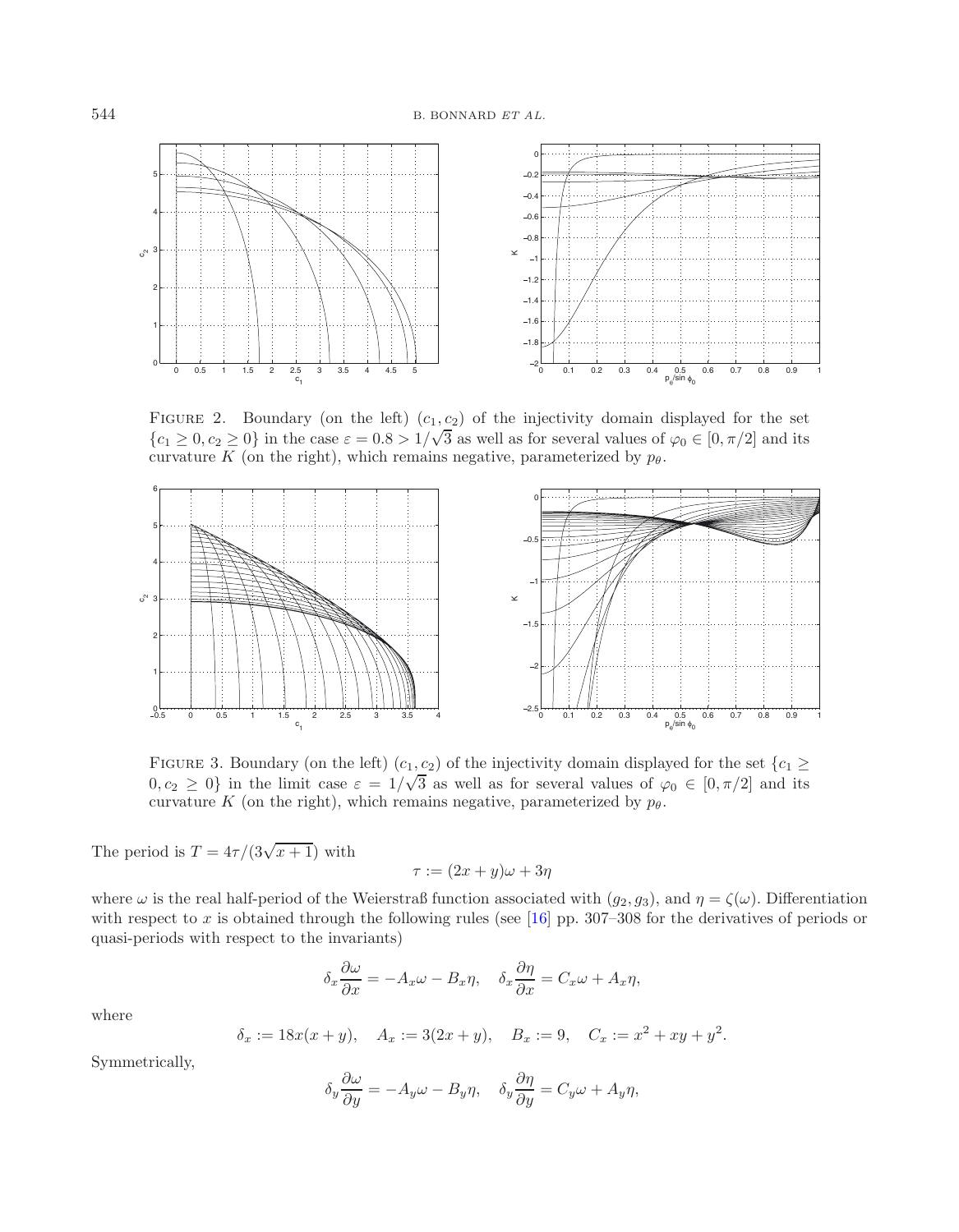c2

c1

0 0.5 1 1.5 2 2.5 3 3.5 4 4.5 5

0 1 2 3 4 5

K

p_θ/sin φ0

0 0.1 0.2 0.3 0.4 0.5 0.6 0.7 0.8 0.9 1

0 −0.2 −0.4 −0.6 −0.8 −1 −1.2 −1.4 −1.6 −1.8 −2

FIGURE 2. Boundary (on the left) $(c_1, c_2)$ of the injectivity domain displayed for the set $\{c_1 \geq 0, c_2 \geq 0\}$ in the case $\varepsilon = 0.8 > 1/\sqrt{3}$ as well as for several values of $\varphi_0 \in [0, \pi/2]$ and its curvature $K$ (on the right), which remains negative, parameterized by $p_\theta$.

c2

c1

−0.5 0 0.5 1 1.5 2 2.5 3 3.5 4

0 1 2 3 4 5 6

K

p_θ/sin φ0

0 0.1 0.2 0.3 0.4 0.5 0.6 0.7 0.8 0.9 1

0 −0.5 −1 −1.5 −2 −2.5

FIGURE 3. Boundary (on the left) $(c_1, c_2)$ of the injectivity domain displayed for the set $\{c_1 \geq 0, c_2 \geq 0\}$ in the limit case $\varepsilon = 1/\sqrt{3}$ as well as for several values of $\varphi_0 \in [0, \pi/2]$ and its curvature $K$ (on the right), which remains negative, parameterized by $p_\theta$.

The period is $T = 4\tau/(3\sqrt{x+1})$ with

$$\tau := (2x + y)\omega + 3\eta$$

where $\omega$ is the real half-period of the Weierstraß function associated with $(g_2, g_3)$, and $\eta = \zeta(\omega)$. Differentiation with respect to $x$ is obtained through the following rules (see [16] pp. 307–308 for the derivatives of periods or quasi-periods with respect to the invariants)

$$\delta_x \frac{\partial \omega}{\partial x} = -A_x\omega - B_x\eta, \quad \delta_x \frac{\partial \eta}{\partial x} = C_x\omega + A_x\eta,$$

where

$$\delta_x := 18x(x + y), \quad A_x := 3(2x + y), \quad B_x := 9, \quad C_x := x^2 + xy + y^2.$$

Symmetrically,

$$\delta_y \frac{\partial \omega}{\partial y} = -A_y\omega - B_y\eta, \quad \delta_y \frac{\partial \eta}{\partial y} = C_y\omega + A_y\eta,$$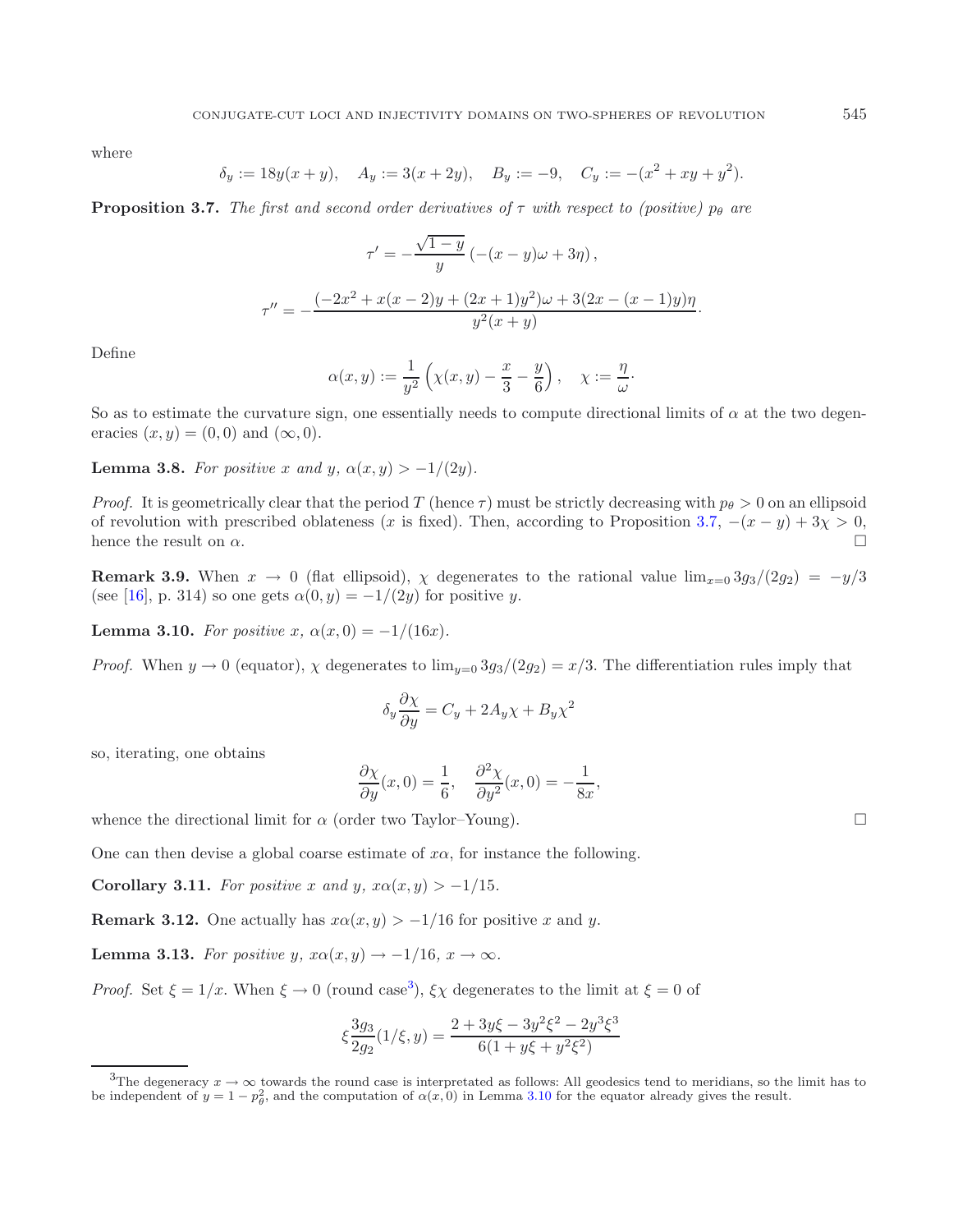where

$$\delta_y := 18y(x+y), \quad A_y := 3(x+2y), \quad B_y := -9, \quad C_y := -(x^2+xy+y^2).$$

**Proposition 3.7.** *The first and second order derivatives of $\tau$ with respect to (positive) $p_\theta$ are*

$$\tau' = -\frac{\sqrt{1-y}}{y}\left(-(x-y)\omega + 3\eta\right),$$

$$\tau'' = -\frac{(-2x^2 + x(x-2)y + (2x+1)y^2)\omega + 3(2x-(x-1)y)\eta}{y^2(x+y)}.$$

Define

$$\alpha(x,y) := \frac{1}{y^2}\left(\chi(x,y) - \frac{x}{3} - \frac{y}{6}\right), \quad \chi := \frac{\eta}{\omega}.$$

So as to estimate the curvature sign, one essentially needs to compute directional limits of $\alpha$ at the two degeneracies $(x,y) = (0,0)$ and $(\infty, 0)$.

**Lemma 3.8.** *For positive $x$ and $y$, $\alpha(x,y) > -1/(2y)$.*

*Proof.* It is geometrically clear that the period $T$ (hence $\tau$) must be strictly decreasing with $p_\theta > 0$ on an ellipsoid of revolution with prescribed oblateness ($x$ is fixed). Then, according to Proposition 3.7, $-(x-y)+3\chi > 0$, hence the result on $\alpha$. □

**Remark 3.9.** When $x \to 0$ (flat ellipsoid), $\chi$ degenerates to the rational value $\lim_{x=0} 3g_3/(2g_2) = -y/3$ (see [16], p. 314) so one gets $\alpha(0,y) = -1/(2y)$ for positive $y$.

**Lemma 3.10.** *For positive $x$, $\alpha(x,0) = -1/(16x)$.*

*Proof.* When $y \to 0$ (equator), $\chi$ degenerates to $\lim_{y=0} 3g_3/(2g_2) = x/3$. The differentiation rules imply that

$$\delta_y \frac{\partial \chi}{\partial y} = C_y + 2A_y\chi + B_y\chi^2$$

so, iterating, one obtains

$$\frac{\partial \chi}{\partial y}(x,0) = \frac{1}{6}, \quad \frac{\partial^2 \chi}{\partial y^2}(x,0) = -\frac{1}{8x},$$

whence the directional limit for $\alpha$ (order two Taylor–Young). □

One can then devise a global coarse estimate of $x\alpha$, for instance the following.

**Corollary 3.11.** *For positive $x$ and $y$, $x\alpha(x,y) > -1/15$.*

**Remark 3.12.** One actually has $x\alpha(x,y) > -1/16$ for positive $x$ and $y$.

**Lemma 3.13.** *For positive $y$, $x\alpha(x,y) \to -1/16$, $x \to \infty$.*

*Proof.* Set $\xi = 1/x$. When $\xi \to 0$ (round case[3]), $\xi\chi$ degenerates to the limit at $\xi = 0$ of

$$\xi \frac{3g_3}{2g_2}(1/\xi, y) = \frac{2 + 3y\xi - 3y^2\xi^2 - 2y^3\xi^3}{6(1 + y\xi + y^2\xi^2)}$$

[3]The degeneracy $x \to \infty$ towards the round case is interpreted as follows: All geodesics tend to meridians, so the limit has to be independent of $y = 1 - p_\theta^2$, and the computation of $\alpha(x,0)$ in Lemma 3.10 for the equator already gives the result.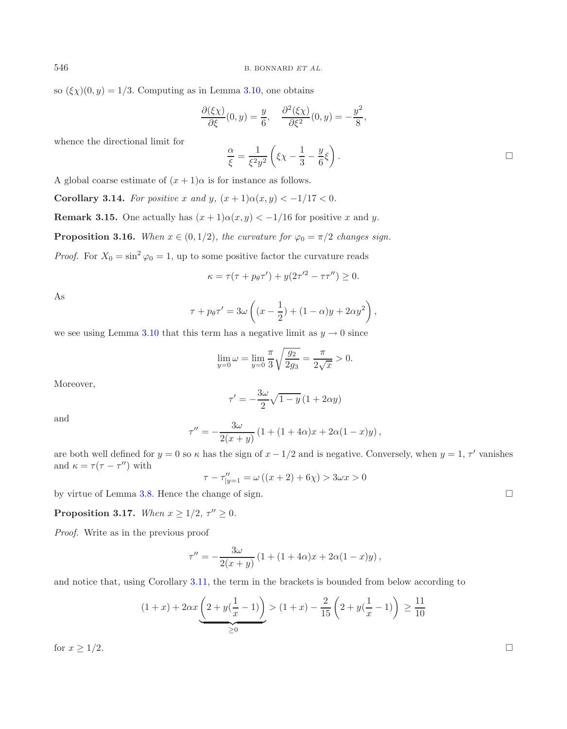so $(\xi\chi)(0, y) = 1/3$. Computing as in Lemma 3.10, one obtains

$$\frac{\partial(\xi\chi)}{\partial\xi}(0, y) = \frac{y}{6}, \quad \frac{\partial^2(\xi\chi)}{\partial\xi^2}(0, y) = -\frac{y^2}{8},$$

whence the directional limit for

$$\frac{\alpha}{\xi} = \frac{1}{\xi^2 y^2}\left(\xi\chi - \frac{1}{3} - \frac{y}{6}\xi\right).$$

□

A global coarse estimate of $(x+1)\alpha$ is for instance as follows.

**Corollary 3.14.** *For positive $x$ and $y$, $(x+1)\alpha(x, y) < -1/17 < 0$.*

**Remark 3.15.** One actually has $(x+1)\alpha(x, y) < -1/16$ for positive $x$ and $y$.

**Proposition 3.16.** *When $x \in (0, 1/2)$, the curvature for $\varphi_0 = \pi/2$ changes sign.*

*Proof.* For $X_0 = \sin^2\varphi_0 = 1$, up to some positive factor the curvature reads

$$\kappa = \tau(\tau + p_\theta\tau') + y(2\tau'^2 - \tau\tau'') \geq 0.$$

As

$$\tau + p_\theta\tau' = 3\omega\left((x - \frac{1}{2}) + (1-\alpha)y + 2\alpha y^2\right),$$

we see using Lemma 3.10 that this term has a negative limit as $y \to 0$ since

$$\lim_{y=0}\omega = \lim_{y=0}\frac{\pi}{3}\sqrt{\frac{g_2}{2g_3}} = \frac{\pi}{2\sqrt{x}} > 0.$$

Moreover,

$$\tau' = -\frac{3\omega}{2}\sqrt{1-y}\,(1 + 2\alpha y)$$

and

$$\tau'' = -\frac{3\omega}{2(x+y)}\left(1 + (1+4\alpha)x + 2\alpha(1-x)y\right),$$

are both well defined for $y = 0$ so $\kappa$ has the sign of $x - 1/2$ and is negative. Conversely, when $y = 1$, $\tau'$ vanishes and $\kappa = \tau(\tau - \tau'')$ with

$$\tau - \tau''_{|y=1} = \omega\left((x+2) + 6\chi\right) > 3\omega x > 0$$

by virtue of Lemma 3.8. Hence the change of sign. □

**Proposition 3.17.** *When $x \geq 1/2$, $\tau'' \geq 0$.*

*Proof.* Write as in the previous proof

$$\tau'' = -\frac{3\omega}{2(x+y)}\left(1 + (1+4\alpha)x + 2\alpha(1-x)y\right),$$

and notice that, using Corollary 3.11, the term in the brackets is bounded from below according to

$$(1+x) + 2\alpha x\underbrace{\left(2 + y(\frac{1}{x} - 1)\right)}_{\geq 0} > (1+x) - \frac{2}{15}\left(2 + y(\frac{1}{x} - 1)\right) \geq \frac{11}{10}$$

for $x \geq 1/2$. □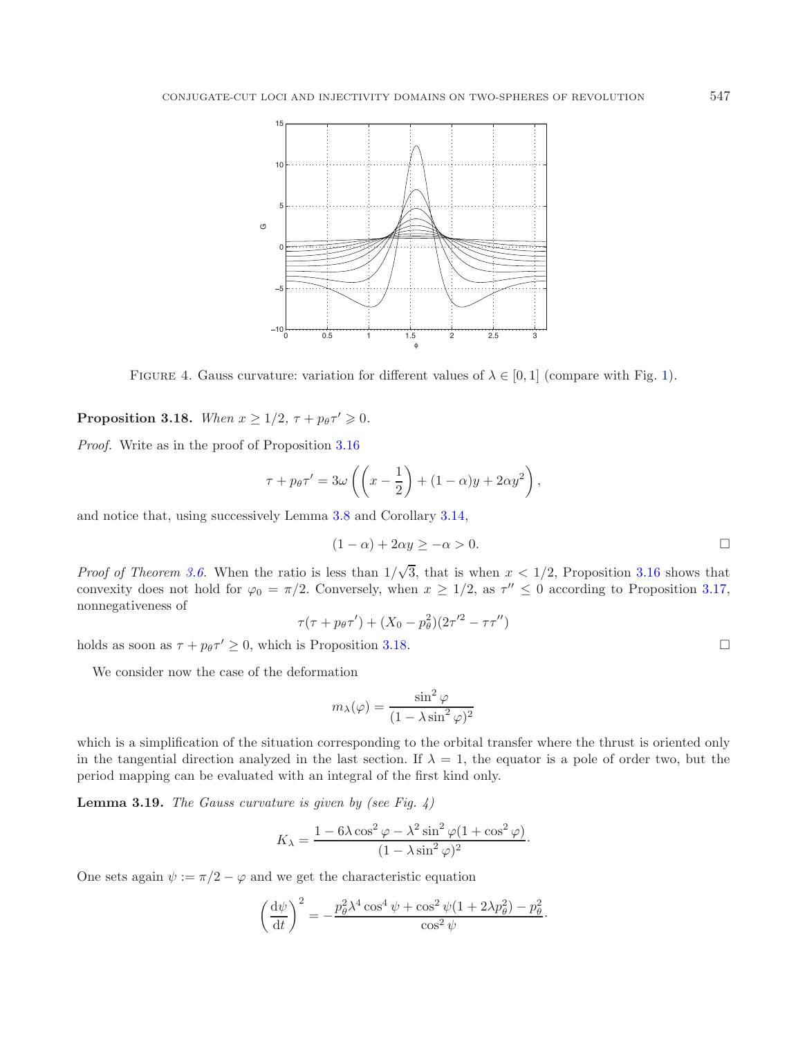15
10
5
G
0
−5
−10
0 0.5 1 1.5 2 2.5 3
ϕ

FIGURE 4. Gauss curvature: variation for different values of $\lambda \in [0, 1]$ (compare with Fig. 1).

**Proposition 3.18.** *When $x \geq 1/2$, $\tau + p_\theta \tau' \geqslant 0$.*

*Proof.* Write as in the proof of Proposition 3.16

$$\tau + p_\theta \tau' = 3\omega \left( \left( x - \frac{1}{2} \right) + (1-\alpha) y + 2\alpha y^2 \right),$$

and notice that, using successively Lemma 3.8 and Corollary 3.14,

$$(1-\alpha) + 2\alpha y \geq -\alpha > 0.$$

□

*Proof of Theorem 3.6.* When the ratio is less than $1/\sqrt{3}$, that is when $x < 1/2$, Proposition 3.16 shows that convexity does not hold for $\varphi_0 = \pi/2$. Conversely, when $x \geq 1/2$, as $\tau'' \leq 0$ according to Proposition 3.17, nonnegativeness of

$$\tau(\tau + p_\theta \tau') + (X_0 - p_\theta^2)(2\tau'^2 - \tau\tau'')$$

holds as soon as $\tau + p_\theta \tau' \geq 0$, which is Proposition 3.18. □

We consider now the case of the deformation

$$m_\lambda(\varphi) = \frac{\sin^2 \varphi}{(1 - \lambda \sin^2 \varphi)^2}$$

which is a simplification of the situation corresponding to the orbital transfer where the thrust is oriented only in the tangential direction analyzed in the last section. If $\lambda = 1$, the equator is a pole of order two, but the period mapping can be evaluated with an integral of the first kind only.

**Lemma 3.19.** *The Gauss curvature is given by (see Fig. 4)*

$$K_\lambda = \frac{1 - 6\lambda \cos^2 \varphi - \lambda^2 \sin^2 \varphi (1 + \cos^2 \varphi)}{(1 - \lambda \sin^2 \varphi)^2}.$$

One sets again $\psi := \pi/2 - \varphi$ and we get the characteristic equation

$$\left( \frac{\mathrm{d}\psi}{\mathrm{d}t} \right)^2 = -\frac{p_\theta^2 \lambda^4 \cos^4 \psi + \cos^2 \psi (1 + 2\lambda p_\theta^2) - p_\theta^2}{\cos^2 \psi}.$$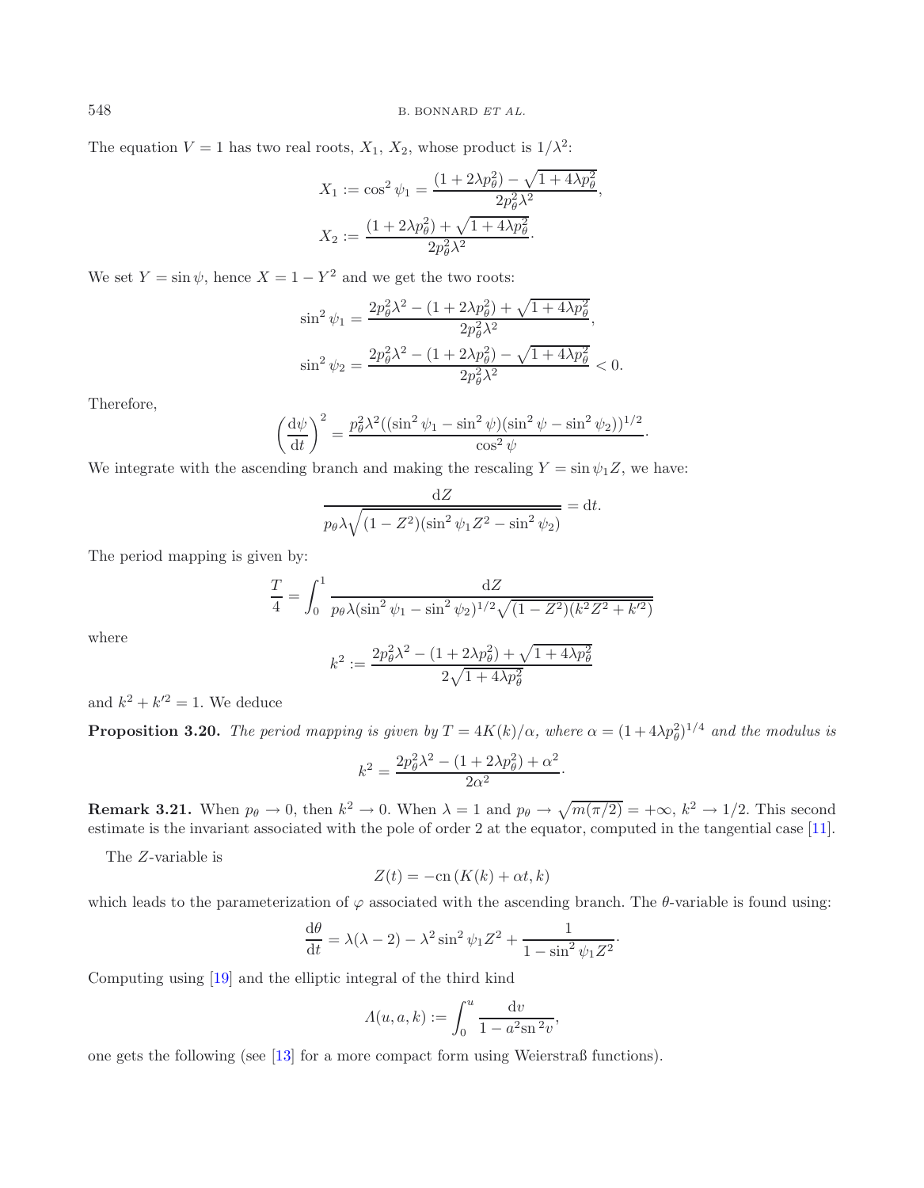The equation $V = 1$ has two real roots, $X_1$, $X_2$, whose product is $1/\lambda^2$:

$$X_1 := \cos^2\psi_1 = \frac{(1+2\lambda p_\theta^2) - \sqrt{1+4\lambda p_\theta^2}}{2p_\theta^2\lambda^2},$$

$$X_2 := \frac{(1+2\lambda p_\theta^2) + \sqrt{1+4\lambda p_\theta^2}}{2p_\theta^2\lambda^2}.$$

We set $Y = \sin\psi$, hence $X = 1 - Y^2$ and we get the two roots:

$$\sin^2\psi_1 = \frac{2p_\theta^2\lambda^2 - (1+2\lambda p_\theta^2) + \sqrt{1+4\lambda p_\theta^2}}{2p_\theta^2\lambda^2},$$

$$\sin^2\psi_2 = \frac{2p_\theta^2\lambda^2 - (1+2\lambda p_\theta^2) - \sqrt{1+4\lambda p_\theta^2}}{2p_\theta^2\lambda^2} < 0.$$

Therefore,

$$\left(\frac{\mathrm{d}\psi}{\mathrm{d}t}\right)^2 = \frac{p_\theta^2\lambda^2((\sin^2\psi_1 - \sin^2\psi)(\sin^2\psi - \sin^2\psi_2))^{1/2}}{\cos^2\psi}.$$

We integrate with the ascending branch and making the rescaling $Y = \sin\psi_1 Z$, we have:

$$\frac{\mathrm{d}Z}{p_\theta\lambda\sqrt{(1-Z^2)(\sin^2\psi_1 Z^2 - \sin^2\psi_2)}} = \mathrm{d}t.$$

The period mapping is given by:

$$\frac{T}{4} = \int_0^1 \frac{\mathrm{d}Z}{p_\theta\lambda(\sin^2\psi_1 - \sin^2\psi_2)^{1/2}\sqrt{(1-Z^2)(k^2Z^2 + k'^2)}}$$

where

$$k^2 := \frac{2p_\theta^2\lambda^2 - (1+2\lambda p_\theta^2) + \sqrt{1+4\lambda p_\theta^2}}{2\sqrt{1+4\lambda p_\theta^2}}$$

and $k^2 + k'^2 = 1$. We deduce

**Proposition 3.20.** *The period mapping is given by $T = 4K(k)/\alpha$, where $\alpha = (1+4\lambda p_\theta^2)^{1/4}$ and the modulus is*

$$k^2 = \frac{2p_\theta^2\lambda^2 - (1+2\lambda p_\theta^2) + \alpha^2}{2\alpha^2}.$$

**Remark 3.21.** When $p_\theta \to 0$, then $k^2 \to 0$. When $\lambda = 1$ and $p_\theta \to \sqrt{m(\pi/2)} = +\infty$, $k^2 \to 1/2$. This second estimate is the invariant associated with the pole of order 2 at the equator, computed in the tangential case [11].

The $Z$-variable is

$$Z(t) = -\mathrm{cn}\,(K(k) + \alpha t, k)$$

which leads to the parameterization of $\varphi$ associated with the ascending branch. The $\theta$-variable is found using:

$$\frac{\mathrm{d}\theta}{\mathrm{d}t} = \lambda(\lambda-2) - \lambda^2\sin^2\psi_1 Z^2 + \frac{1}{1-\sin^2\psi_1 Z^2}.$$

Computing using [19] and the elliptic integral of the third kind

$$\Lambda(u,a,k) := \int_0^u \frac{\mathrm{d}v}{1 - a^2\mathrm{sn}^2 v},$$

one gets the following (see [13] for a more compact form using Weierstraß functions).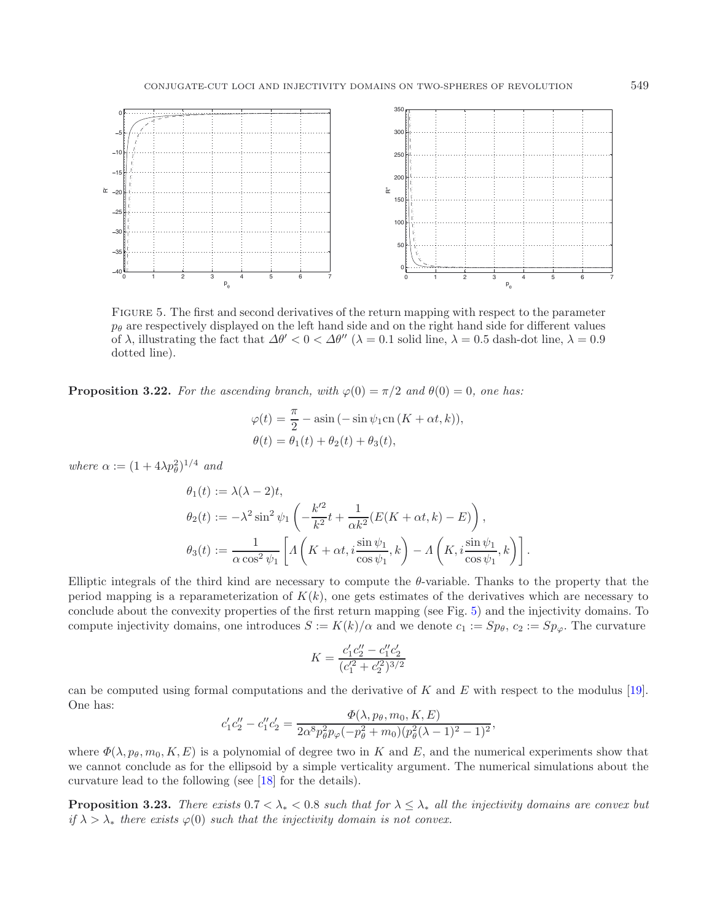FIGURE 5. The first and second derivatives of the return mapping with respect to the parameter $p_\theta$ are respectively displayed on the left hand side and on the right hand side for different values of $\lambda$, illustrating the fact that $\Delta\theta' < 0 < \Delta\theta''$ ($\lambda = 0.1$ solid line, $\lambda = 0.5$ dash-dot line, $\lambda = 0.9$ dotted line).

**Proposition 3.22.** *For the ascending branch, with $\varphi(0) = \pi/2$ and $\theta(0) = 0$, one has:*

$$\varphi(t) = \frac{\pi}{2} - \operatorname{asin}\left(-\sin\psi_1 \operatorname{cn}(K + \alpha t, k)\right),$$
$$\theta(t) = \theta_1(t) + \theta_2(t) + \theta_3(t),$$

*where $\alpha := (1 + 4\lambda p_\theta^2)^{1/4}$ and*

$$\theta_1(t) := \lambda(\lambda - 2)t,$$
$$\theta_2(t) := -\lambda^2 \sin^2\psi_1 \left(-\frac{k'^2}{k^2}t + \frac{1}{\alpha k^2}(E(K + \alpha t, k) - E)\right),$$
$$\theta_3(t) := \frac{1}{\alpha \cos^2\psi_1}\left[\Lambda\left(K + \alpha t, i\frac{\sin\psi_1}{\cos\psi_1}, k\right) - \Lambda\left(K, i\frac{\sin\psi_1}{\cos\psi_1}, k\right)\right].$$

Elliptic integrals of the third kind are necessary to compute the $\theta$-variable. Thanks to the property that the period mapping is a reparameterization of $K(k)$, one gets estimates of the derivatives which are necessary to conclude about the convexity properties of the first return mapping (see Fig. 5) and the injectivity domains. To compute injectivity domains, one introduces $S := K(k)/\alpha$ and we denote $c_1 := Sp_\theta$, $c_2 := Sp_\varphi$. The curvature

$$K = \frac{c_1' c_2'' - c_1'' c_2'}{(c_1'^2 + c_2'^2)^{3/2}}$$

can be computed using formal computations and the derivative of $K$ and $E$ with respect to the modulus [19]. One has:

$$c_1' c_2'' - c_1'' c_2' = \frac{\Phi(\lambda, p_\theta, m_0, K, E)}{2\alpha^8 p_\theta^2 p_\varphi(-p_\theta^2 + m_0)(p_\theta^2(\lambda - 1)^2 - 1)^2},$$

where $\Phi(\lambda, p_\theta, m_0, K, E)$ is a polynomial of degree two in $K$ and $E$, and the numerical experiments show that we cannot conclude as for the ellipsoid by a simple verticality argument. The numerical simulations about the curvature lead to the following (see [18] for the details).

**Proposition 3.23.** *There exists $0.7 < \lambda_* < 0.8$ such that for $\lambda \leq \lambda_*$ all the injectivity domains are convex but if $\lambda > \lambda_*$ there exists $\varphi(0)$ such that the injectivity domain is not convex.*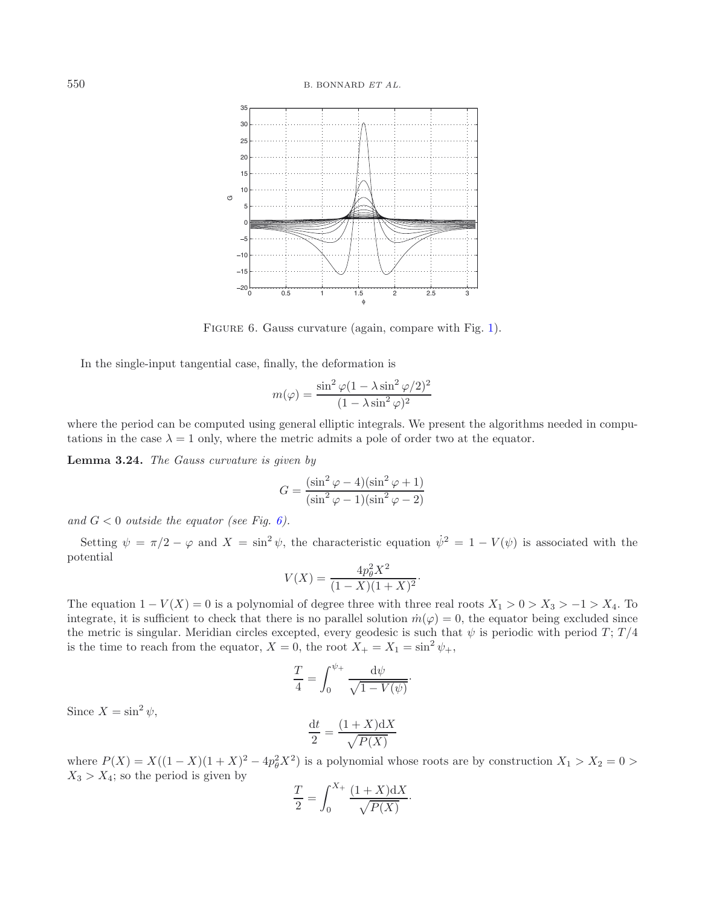35
30
25
20
15
10
5
0
−5
−10
−15
−20
G
0 0.5 1 1.5 2 2.5 3
ϕ

FIGURE 6. Gauss curvature (again, compare with Fig. 1).

In the single-input tangential case, finally, the deformation is

$$m(\varphi) = \frac{\sin^2\varphi(1-\lambda\sin^2\varphi/2)^2}{(1-\lambda\sin^2\varphi)^2}$$

where the period can be computed using general elliptic integrals. We present the algorithms needed in computations in the case $\lambda = 1$ only, where the metric admits a pole of order two at the equator.

**Lemma 3.24.** *The Gauss curvature is given by*

$$G = \frac{(\sin^2\varphi - 4)(\sin^2\varphi + 1)}{(\sin^2\varphi - 1)(\sin^2\varphi - 2)}$$

*and $G < 0$ outside the equator (see Fig. 6).*

Setting $\psi = \pi/2 - \varphi$ and $X = \sin^2\psi$, the characteristic equation $\dot\psi^2 = 1 - V(\psi)$ is associated with the potential

$$V(X) = \frac{4p_\theta^2X^2}{(1-X)(1+X)^2}.$$

The equation $1 - V(X) = 0$ is a polynomial of degree three with three real roots $X_1 > 0 > X_3 > -1 > X_4$. To integrate, it is sufficient to check that there is no parallel solution $\dot m(\varphi) = 0$, the equator being excluded since the metric is singular. Meridian circles excepted, every geodesic is such that $\psi$ is periodic with period $T$; $T/4$ is the time to reach from the equator, $X = 0$, the root $X_+ = X_1 = \sin^2\psi_+$,

$$\frac{T}{4} = \int_0^{\psi_+} \frac{\mathrm{d}\psi}{\sqrt{1-V(\psi)}}.$$

Since $X = \sin^2\psi$,

$$\frac{\mathrm{d}t}{2} = \frac{(1+X)\mathrm{d}X}{\sqrt{P(X)}}$$

where $P(X) = X((1-X)(1+X)^2 - 4p_\theta^2X^2)$ is a polynomial whose roots are by construction $X_1 > X_2 = 0 > X_3 > X_4$; so the period is given by

$$\frac{T}{2} = \int_0^{X_+} \frac{(1+X)\mathrm{d}X}{\sqrt{P(X)}}.$$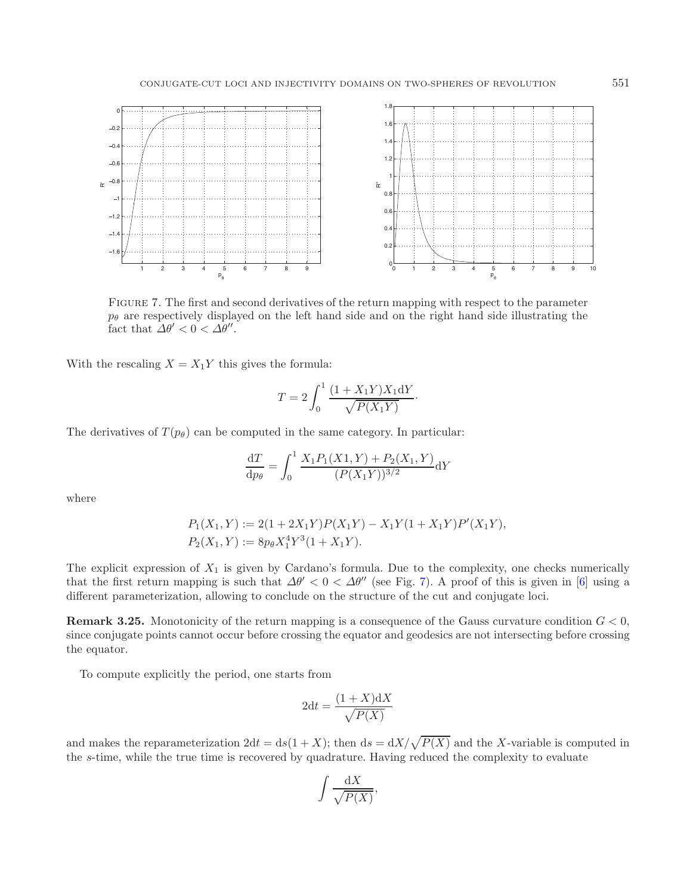0
−0.2
−0.4
−0.6
−0.8
−1
−1.2
−1.4
−1.6
R'
1 2 3 4 5 6 7 8 9
p_θ

1.8
1.6
1.4
1.2
1
0.8
0.6
0.4
0.2
0
R''
0 1 2 3 4 5 6 7 8 9 10
p_θ

Figure 7. The first and second derivatives of the return mapping with respect to the parameter $p_\theta$ are respectively displayed on the left hand side and on the right hand side illustrating the fact that $\Delta\theta' < 0 < \Delta\theta''$.

With the rescaling $X = X_1 Y$ this gives the formula:

$$T = 2\int_0^1 \frac{(1 + X_1 Y) X_1 \mathrm{d}Y}{\sqrt{P(X_1 Y)}}.$$

The derivatives of $T(p_\theta)$ can be computed in the same category. In particular:

$$\frac{\mathrm{d}T}{\mathrm{d}p_\theta} = \int_0^1 \frac{X_1 P_1(X1, Y) + P_2(X_1, Y)}{(P(X_1 Y))^{3/2}} \mathrm{d}Y$$

where

$$P_1(X_1, Y) := 2(1 + 2X_1 Y)P(X_1 Y) - X_1 Y(1 + X_1 Y)P'(X_1 Y),$$
$$P_2(X_1, Y) := 8p_\theta X_1^4 Y^3 (1 + X_1 Y).$$

The explicit expression of $X_1$ is given by Cardano's formula. Due to the complexity, one checks numerically that the first return mapping is such that $\Delta\theta' < 0 < \Delta\theta''$ (see Fig. 7). A proof of this is given in [6] using a different parameterization, allowing to conclude on the structure of the cut and conjugate loci.

**Remark 3.25.** Monotonicity of the return mapping is a consequence of the Gauss curvature condition $G < 0$, since conjugate points cannot occur before crossing the equator and geodesics are not intersecting before crossing the equator.

To compute explicitly the period, one starts from

$$2\mathrm{d}t = \frac{(1 + X)\mathrm{d}X}{\sqrt{P(X)}}$$

and makes the reparameterization $2\mathrm{d}t = \mathrm{d}s(1 + X)$; then $\mathrm{d}s = \mathrm{d}X/\sqrt{P(X)}$ and the $X$-variable is computed in the $s$-time, while the true time is recovered by quadrature. Having reduced the complexity to evaluate

$$\int \frac{\mathrm{d}X}{\sqrt{P(X)}},$$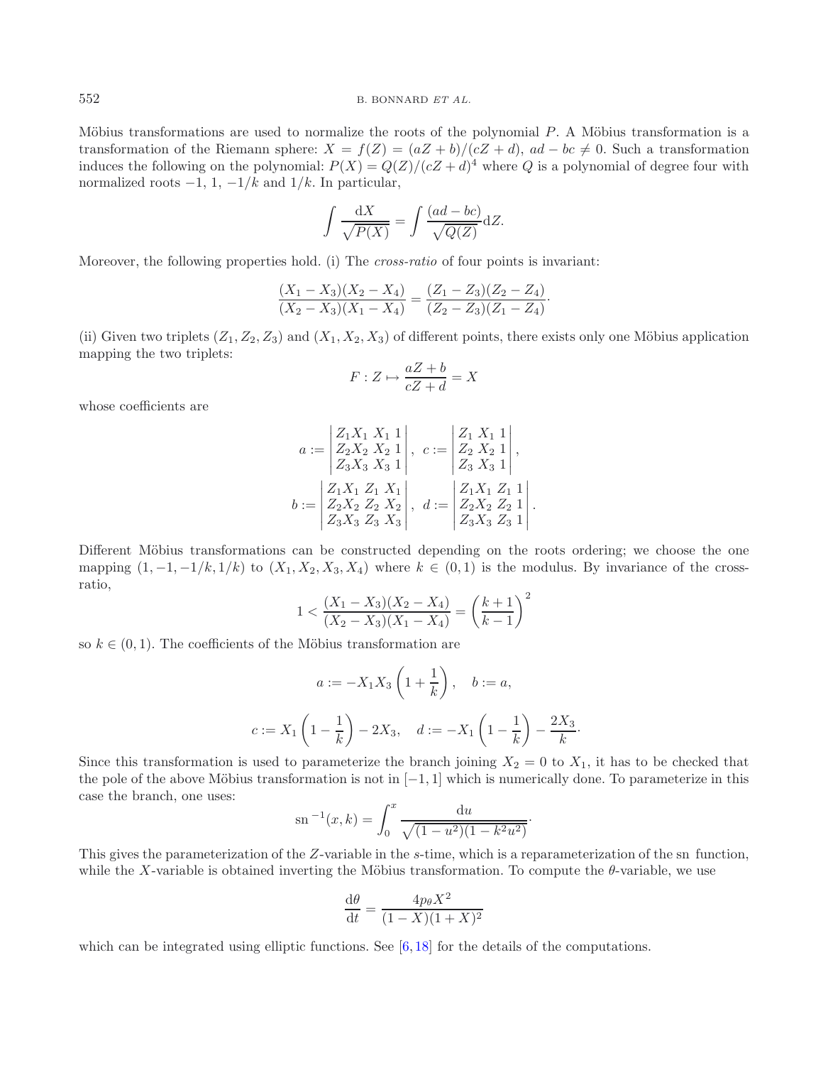Möbius transformations are used to normalize the roots of the polynomial $P$. A Möbius transformation is a transformation of the Riemann sphere: $X = f(Z) = (aZ+b)/(cZ+d)$, $ad-bc \neq 0$. Such a transformation induces the following on the polynomial: $P(X) = Q(Z)/(cZ+d)^4$ where $Q$ is a polynomial of degree four with normalized roots $-1$, $1$, $-1/k$ and $1/k$. In particular,

$$\int \frac{\mathrm{d}X}{\sqrt{P(X)}} = \int \frac{(ad-bc)}{\sqrt{Q(Z)}}\mathrm{d}Z.$$

Moreover, the following properties hold. (i) The *cross-ratio* of four points is invariant:

$$\frac{(X_1-X_3)(X_2-X_4)}{(X_2-X_3)(X_1-X_4)} = \frac{(Z_1-Z_3)(Z_2-Z_4)}{(Z_2-Z_3)(Z_1-Z_4)}\cdot$$

(ii) Given two triplets $(Z_1, Z_2, Z_3)$ and $(X_1, X_2, X_3)$ of different points, there exists only one Möbius application mapping the two triplets:

$$F : Z \mapsto \frac{aZ+b}{cZ+d} = X$$

whose coefficients are

$$a := \begin{vmatrix} Z_1X_1 & X_1 & 1 \\ Z_2X_2 & X_2 & 1 \\ Z_3X_3 & X_3 & 1 \end{vmatrix}, \quad c := \begin{vmatrix} Z_1 & X_1 & 1 \\ Z_2 & X_2 & 1 \\ Z_3 & X_3 & 1 \end{vmatrix},$$

$$b := \begin{vmatrix} Z_1X_1 & Z_1 & X_1 \\ Z_2X_2 & Z_2 & X_2 \\ Z_3X_3 & Z_3 & X_3 \end{vmatrix}, \quad d := \begin{vmatrix} Z_1X_1 & Z_1 & 1 \\ Z_2X_2 & Z_2 & 1 \\ Z_3X_3 & Z_3 & 1 \end{vmatrix}.$$

Different Möbius transformations can be constructed depending on the roots ordering; we choose the one mapping $(1, -1, -1/k, 1/k)$ to $(X_1, X_2, X_3, X_4)$ where $k \in (0,1)$ is the modulus. By invariance of the cross-ratio,

$$1 < \frac{(X_1-X_3)(X_2-X_4)}{(X_2-X_3)(X_1-X_4)} = \left(\frac{k+1}{k-1}\right)^2$$

so $k \in (0,1)$. The coefficients of the Möbius transformation are

$$a := -X_1X_3\left(1+\frac{1}{k}\right), \quad b := a,$$

$$c := X_1\left(1-\frac{1}{k}\right) - 2X_3, \quad d := -X_1\left(1-\frac{1}{k}\right) - \frac{2X_3}{k}\cdot$$

Since this transformation is used to parameterize the branch joining $X_2 = 0$ to $X_1$, it has to be checked that the pole of the above Möbius transformation is not in $[-1,1]$ which is numerically done. To parameterize in this case the branch, one uses:

$$\mathrm{sn}^{-1}(x,k) = \int_0^x \frac{\mathrm{d}u}{\sqrt{(1-u^2)(1-k^2u^2)}}\cdot$$

This gives the parameterization of the $Z$-variable in the $s$-time, which is a reparameterization of the sn function, while the $X$-variable is obtained inverting the Möbius transformation. To compute the $\theta$-variable, we use

$$\frac{\mathrm{d}\theta}{\mathrm{d}t} = \frac{4p_\theta X^2}{(1-X)(1+X)^2}$$

which can be integrated using elliptic functions. See [6,18] for the details of the computations.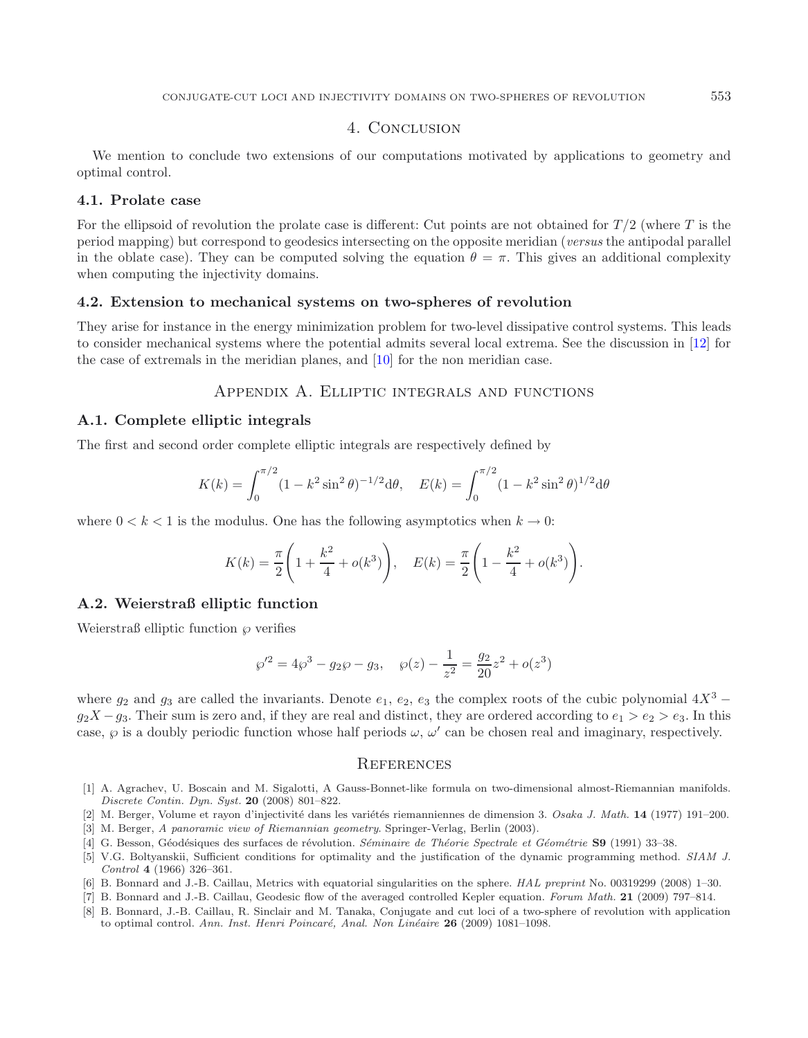# 4. Conclusion

We mention to conclude two extensions of our computations motivated by applications to geometry and optimal control.

## 4.1. Prolate case

For the ellipsoid of revolution the prolate case is different: Cut points are not obtained for $T/2$ (where $T$ is the period mapping) but correspond to geodesics intersecting on the opposite meridian (*versus* the antipodal parallel in the oblate case). They can be computed solving the equation $\theta = \pi$. This gives an additional complexity when computing the injectivity domains.

## 4.2. Extension to mechanical systems on two-spheres of revolution

They arise for instance in the energy minimization problem for two-level dissipative control systems. This leads to consider mechanical systems where the potential admits several local extrema. See the discussion in [12] for the case of extremals in the meridian planes, and [10] for the non meridian case.

# Appendix A. Elliptic integrals and functions

## A.1. Complete elliptic integrals

The first and second order complete elliptic integrals are respectively defined by

$$K(k) = \int_0^{\pi/2} (1 - k^2 \sin^2 \theta)^{-1/2} \mathrm{d}\theta, \quad E(k) = \int_0^{\pi/2} (1 - k^2 \sin^2 \theta)^{1/2} \mathrm{d}\theta$$

where $0 < k < 1$ is the modulus. One has the following asymptotics when $k \to 0$:

$$K(k) = \frac{\pi}{2}\left(1 + \frac{k^2}{4} + o(k^3)\right), \quad E(k) = \frac{\pi}{2}\left(1 - \frac{k^2}{4} + o(k^3)\right).$$

## A.2. Weierstraß elliptic function

Weierstraß elliptic function $\wp$ verifies

$$\wp'^2 = 4\wp^3 - g_2\wp - g_3, \quad \wp(z) - \frac{1}{z^2} = \frac{g_2}{20}z^2 + o(z^3)$$

where $g_2$ and $g_3$ are called the invariants. Denote $e_1$, $e_2$, $e_3$ the complex roots of the cubic polynomial $4X^3 - g_2X - g_3$. Their sum is zero and, if they are real and distinct, they are ordered according to $e_1 > e_2 > e_3$. In this case, $\wp$ is a doubly periodic function whose half periods $\omega$, $\omega'$ can be chosen real and imaginary, respectively.

# References

[1] A. Agrachev, U. Boscain and M. Sigalotti, A Gauss-Bonnet-like formula on two-dimensional almost-Riemannian manifolds. *Discrete Contin. Dyn. Syst.* **20** (2008) 801–822.

[2] M. Berger, Volume et rayon d'injectivité dans les variétés riemanniennes de dimension 3. *Osaka J. Math.* **14** (1977) 191–200.

[3] M. Berger, *A panoramic view of Riemannian geometry*. Springer-Verlag, Berlin (2003).

[4] G. Besson, Géodésiques des surfaces de révolution. *Séminaire de Théorie Spectrale et Géométrie* **S9** (1991) 33–38.

[5] V.G. Boltyanskii, Sufficient conditions for optimality and the justification of the dynamic programming method. *SIAM J. Control* **4** (1966) 326–361.

[6] B. Bonnard and J.-B. Caillau, Metrics with equatorial singularities on the sphere. *HAL preprint* No. 00319299 (2008) 1–30.

[7] B. Bonnard and J.-B. Caillau, Geodesic flow of the averaged controlled Kepler equation. *Forum Math.* **21** (2009) 797–814.

[8] B. Bonnard, J.-B. Caillau, R. Sinclair and M. Tanaka, Conjugate and cut loci of a two-sphere of revolution with application to optimal control. *Ann. Inst. Henri Poincaré, Anal. Non Linéaire* **26** (2009) 1081–1098.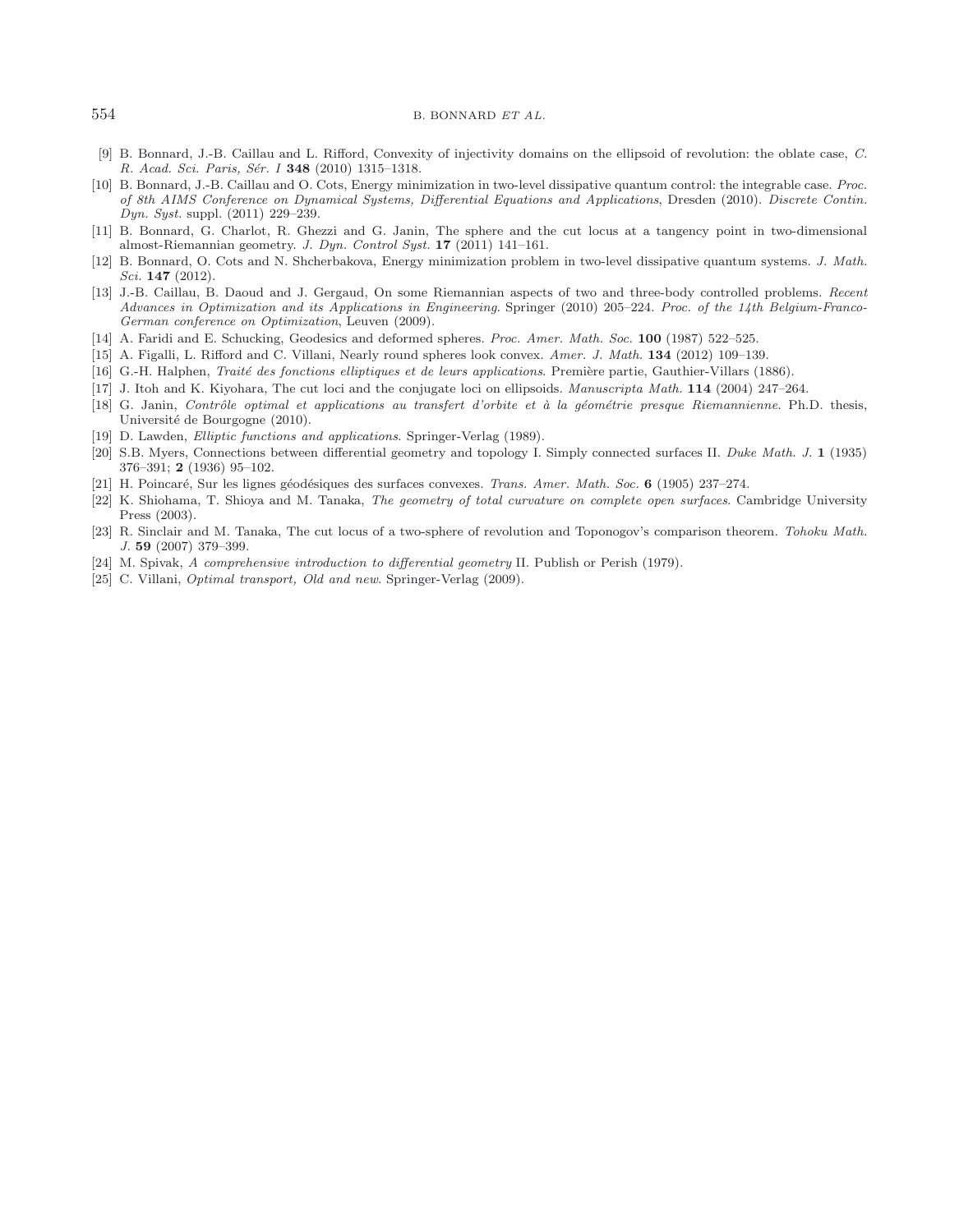[9] B. Bonnard, J.-B. Caillau and L. Rifford, Convexity of injectivity domains on the ellipsoid of revolution: the oblate case, *C. R. Acad. Sci. Paris, Sér. I* **348** (2010) 1315–1318.

[10] B. Bonnard, J.-B. Caillau and O. Cots, Energy minimization in two-level dissipative quantum control: the integrable case. *Proc. of 8th AIMS Conference on Dynamical Systems, Differential Equations and Applications*, Dresden (2010). *Discrete Contin. Dyn. Syst.* suppl. (2011) 229–239.

[11] B. Bonnard, G. Charlot, R. Ghezzi and G. Janin, The sphere and the cut locus at a tangency point in two-dimensional almost-Riemannian geometry. *J. Dyn. Control Syst.* **17** (2011) 141–161.

[12] B. Bonnard, O. Cots and N. Shcherbakova, Energy minimization problem in two-level dissipative quantum systems. *J. Math. Sci.* **147** (2012).

[13] J.-B. Caillau, B. Daoud and J. Gergaud, On some Riemannian aspects of two and three-body controlled problems. *Recent Advances in Optimization and its Applications in Engineering*. Springer (2010) 205–224. *Proc. of the 14th Belgium-Franco-German conference on Optimization*, Leuven (2009).

[14] A. Faridi and E. Schucking, Geodesics and deformed spheres. *Proc. Amer. Math. Soc.* **100** (1987) 522–525.

[15] A. Figalli, L. Rifford and C. Villani, Nearly round spheres look convex. *Amer. J. Math.* **134** (2012) 109–139.

[16] G.-H. Halphen, *Traité des fonctions elliptiques et de leurs applications*. Première partie, Gauthier-Villars (1886).

[17] J. Itoh and K. Kiyohara, The cut loci and the conjugate loci on ellipsoids. *Manuscripta Math.* **114** (2004) 247–264.

[18] G. Janin, *Contrôle optimal et applications au transfert d'orbite et à la géométrie presque Riemannienne*. Ph.D. thesis, Université de Bourgogne (2010).

[19] D. Lawden, *Elliptic functions and applications*. Springer-Verlag (1989).

[20] S.B. Myers, Connections between differential geometry and topology I. Simply connected surfaces II. *Duke Math. J.* **1** (1935) 376–391; **2** (1936) 95–102.

[21] H. Poincaré, Sur les lignes géodésiques des surfaces convexes. *Trans. Amer. Math. Soc.* **6** (1905) 237–274.

[22] K. Shiohama, T. Shioya and M. Tanaka, *The geometry of total curvature on complete open surfaces*. Cambridge University Press (2003).

[23] R. Sinclair and M. Tanaka, The cut locus of a two-sphere of revolution and Toponogov's comparison theorem. *Tohoku Math. J.* **59** (2007) 379–399.

[24] M. Spivak, *A comprehensive introduction to differential geometry* II. Publish or Perish (1979).

[25] C. Villani, *Optimal transport, Old and new*. Springer-Verlag (2009).